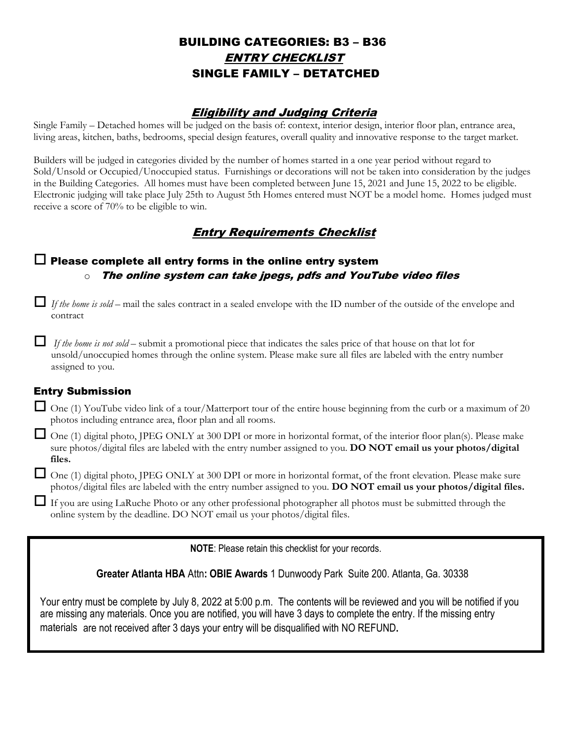# BUILDING CATEGORIES: B3 – B36

## *ENTRY CHECKLIST*

## SINGLE FAMILY – DETATCHED

### *Eligibility and Judging Criteria*

Single Family – Detached homes will be judged on the basis of: context, interior design, interior floor plan, entrance area, living areas, kitchen, baths, bedrooms, special design features, overall quality and innovative response to the target market.

Builders will be judged in categories divided by the number of homes started in a one year period without regard to Sold/Unsold or Occupied/Unoccupied status. Furnishings or decorations will not be taken into consideration by the judges in the Building Categories. All homes must have been completed between June 15, 2021 and June 15, 2022 to be eligible. Electronic judging will take place July 25th to August 5th Homes entered must NOT be a model home. Homes judged must receive a score of 70% to be eligible to win.

### *Entry Requirements Checklist*

- ☐ **Please complete all entry forms in the online entry system**
  - ***The online system can take jpegs, pdfs and YouTube video files***

- ☐ *If the home is sold* – mail the sales contract in a sealed envelope with the ID number of the outside of the envelope and contract

- ☐ *If the home is not sold* – submit a promotional piece that indicates the sales price of that house on that lot for unsold/unoccupied homes through the online system. Please make sure all files are labeled with the entry number assigned to you.

### Entry Submission

- ☐ One (1) YouTube video link of a tour/Matterport tour of the entire house beginning from the curb or a maximum of 20 photos including entrance area, floor plan and all rooms.
- ☐ One (1) digital photo, JPEG ONLY at 300 DPI or more in horizontal format, of the interior floor plan(s). Please make sure photos/digital files are labeled with the entry number assigned to you. **DO NOT email us your photos/digital files.**
- ☐ One (1) digital photo, JPEG ONLY at 300 DPI or more in horizontal format, of the front elevation. Please make sure photos/digital files are labeled with the entry number assigned to you. **DO NOT email us your photos/digital files.**
- ☐ If you are using LaRuche Photo or any other professional photographer all photos must be submitted through the online system by the deadline. DO NOT email us your photos/digital files.

**NOTE**: Please retain this checklist for your records.

**Greater Atlanta HBA** Attn**: OBIE Awards** 1 Dunwoody Park Suite 200. Atlanta, Ga. 30338

Your entry must be complete by July 8, 2022 at 5:00 p.m. The contents will be reviewed and you will be notified if you are missing any materials. Once you are notified, you will have 3 days to complete the entry. If the missing entry materials are not received after 3 days your entry will be disqualified with NO REFUND**.**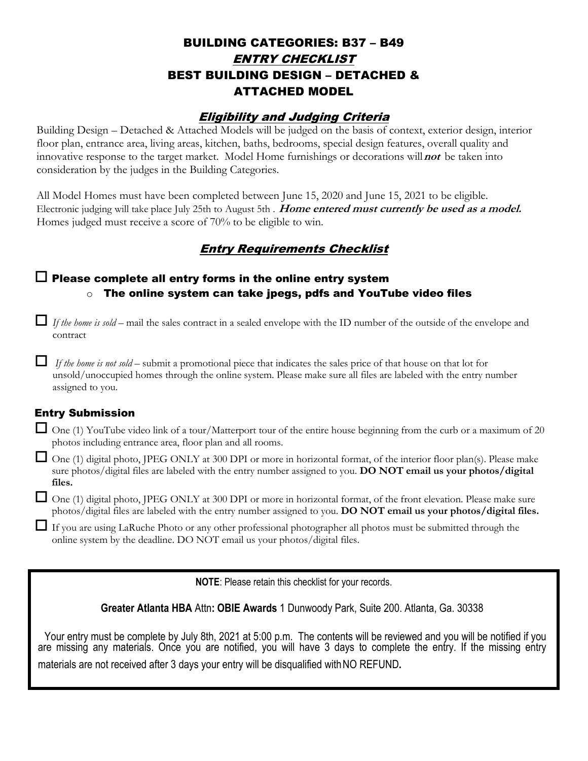# BUILDING CATEGORIES: B37 – B49

## *ENTRY CHECKLIST*

## BEST BUILDING DESIGN – DETACHED & ATTACHED MODEL

### *Eligibility and Judging Criteria*

Building Design – Detached & Attached Models will be judged on the basis of context, exterior design, interior floor plan, entrance area, living areas, kitchen, baths, bedrooms, special design features, overall quality and innovative response to the target market. Model Home furnishings or decorations will ***not*** be taken into consideration by the judges in the Building Categories.

All Model Homes must have been completed between June 15, 2020 and June 15, 2021 to be eligible. Electronic judging will take place July 25th to August 5th . ***Home entered must currently be used as a model.*** Homes judged must receive a score of 70% to be eligible to win.

### *Entry Requirements Checklist*

- ☐ **Please complete all entry forms in the online entry system**
  - **The online system can take jpegs, pdfs and YouTube video files**

- ☐ *If the home is sold* – mail the sales contract in a sealed envelope with the ID number of the outside of the envelope and contract

- ☐ *If the home is not sold* – submit a promotional piece that indicates the sales price of that house on that lot for unsold/unoccupied homes through the online system. Please make sure all files are labeled with the entry number assigned to you.

### Entry Submission

- ☐ One (1) YouTube video link of a tour/Matterport tour of the entire house beginning from the curb or a maximum of 20 photos including entrance area, floor plan and all rooms.
- ☐ One (1) digital photo, JPEG ONLY at 300 DPI or more in horizontal format, of the interior floor plan(s). Please make sure photos/digital files are labeled with the entry number assigned to you. **DO NOT email us your photos/digital files.**
- ☐ One (1) digital photo, JPEG ONLY at 300 DPI or more in horizontal format, of the front elevation. Please make sure photos/digital files are labeled with the entry number assigned to you. **DO NOT email us your photos/digital files.**
- ☐ If you are using LaRuche Photo or any other professional photographer all photos must be submitted through the online system by the deadline. DO NOT email us your photos/digital files.

---

**NOTE**: Please retain this checklist for your records.

**Greater Atlanta HBA** Attn**: OBIE Awards** 1 Dunwoody Park, Suite 200. Atlanta, Ga. 30338

Your entry must be complete by July 8th, 2021 at 5:00 p.m. The contents will be reviewed and you will be notified if you are missing any materials. Once you are notified, you will have 3 days to complete the entry. If the missing entry materials are not received after 3 days your entry will be disqualified with NO REFUND**.**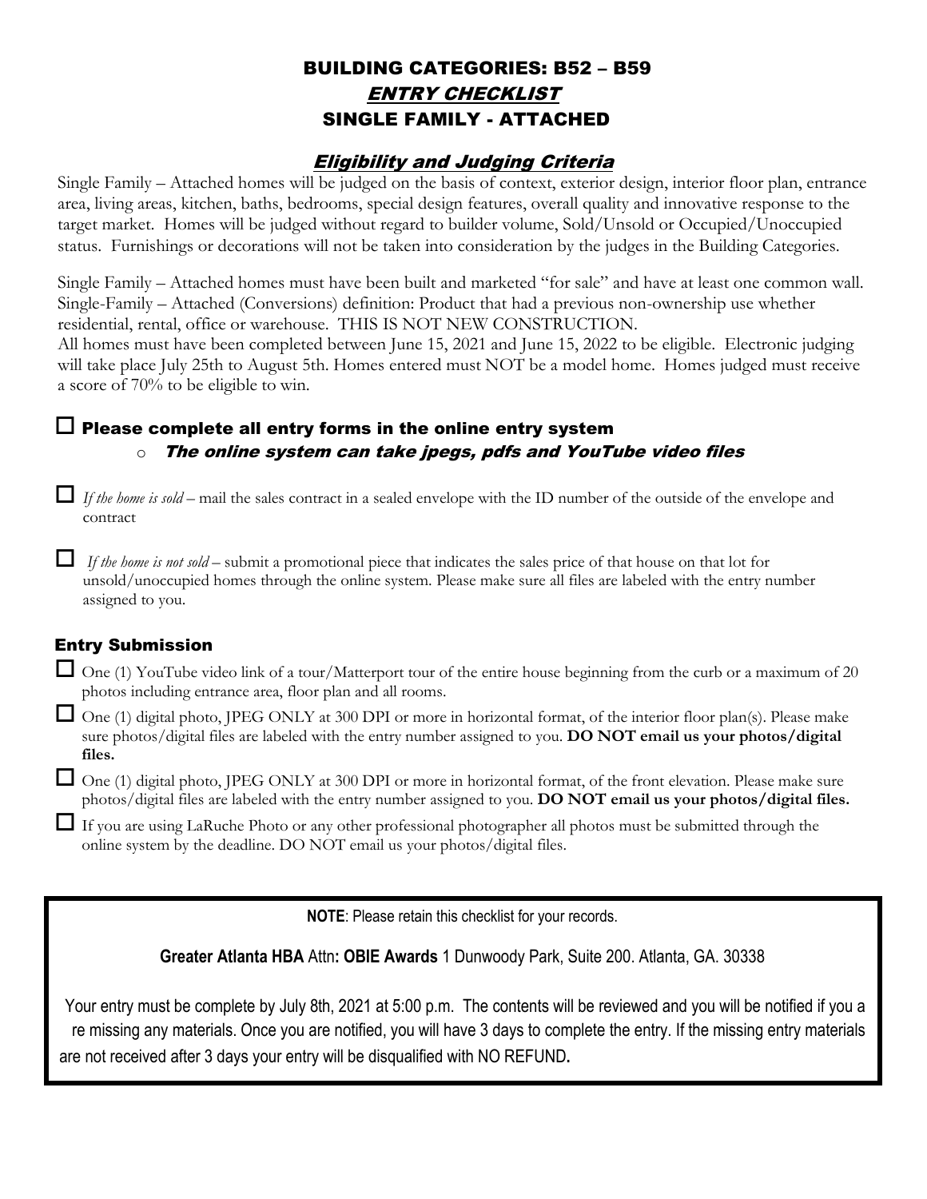# BUILDING CATEGORIES: B52 – B59

## *ENTRY CHECKLIST*

## SINGLE FAMILY - ATTACHED

### *Eligibility and Judging Criteria*

Single Family – Attached homes will be judged on the basis of context, exterior design, interior floor plan, entrance area, living areas, kitchen, baths, bedrooms, special design features, overall quality and innovative response to the target market. Homes will be judged without regard to builder volume, Sold/Unsold or Occupied/Unoccupied status. Furnishings or decorations will not be taken into consideration by the judges in the Building Categories.

Single Family – Attached homes must have been built and marketed "for sale" and have at least one common wall. Single-Family – Attached (Conversions) definition: Product that had a previous non-ownership use whether residential, rental, office or warehouse. THIS IS NOT NEW CONSTRUCTION.

All homes must have been completed between June 15, 2021 and June 15, 2022 to be eligible. Electronic judging will take place July 25th to August 5th. Homes entered must NOT be a model home. Homes judged must receive a score of 70% to be eligible to win.

- ☐ **Please complete all entry forms in the online entry system**
  - ***The online system can take jpegs, pdfs and YouTube video files***

- ☐ *If the home is sold* – mail the sales contract in a sealed envelope with the ID number of the outside of the envelope and contract

- ☐ *If the home is not sold* – submit a promotional piece that indicates the sales price of that house on that lot for unsold/unoccupied homes through the online system. Please make sure all files are labeled with the entry number assigned to you.

### Entry Submission

- ☐ One (1) YouTube video link of a tour/Matterport tour of the entire house beginning from the curb or a maximum of 20 photos including entrance area, floor plan and all rooms.
- ☐ One (1) digital photo, JPEG ONLY at 300 DPI or more in horizontal format, of the interior floor plan(s). Please make sure photos/digital files are labeled with the entry number assigned to you. **DO NOT email us your photos/digital files.**
- ☐ One (1) digital photo, JPEG ONLY at 300 DPI or more in horizontal format, of the front elevation. Please make sure photos/digital files are labeled with the entry number assigned to you. **DO NOT email us your photos/digital files.**
- ☐ If you are using LaRuche Photo or any other professional photographer all photos must be submitted through the online system by the deadline. DO NOT email us your photos/digital files.

**NOTE**: Please retain this checklist for your records.

**Greater Atlanta HBA** Attn**: OBIE Awards** 1 Dunwoody Park, Suite 200. Atlanta, GA. 30338

Your entry must be complete by July 8th, 2021 at 5:00 p.m. The contents will be reviewed and you will be notified if you a re missing any materials. Once you are notified, you will have 3 days to complete the entry. If the missing entry materials are not received after 3 days your entry will be disqualified with NO REFUND**.**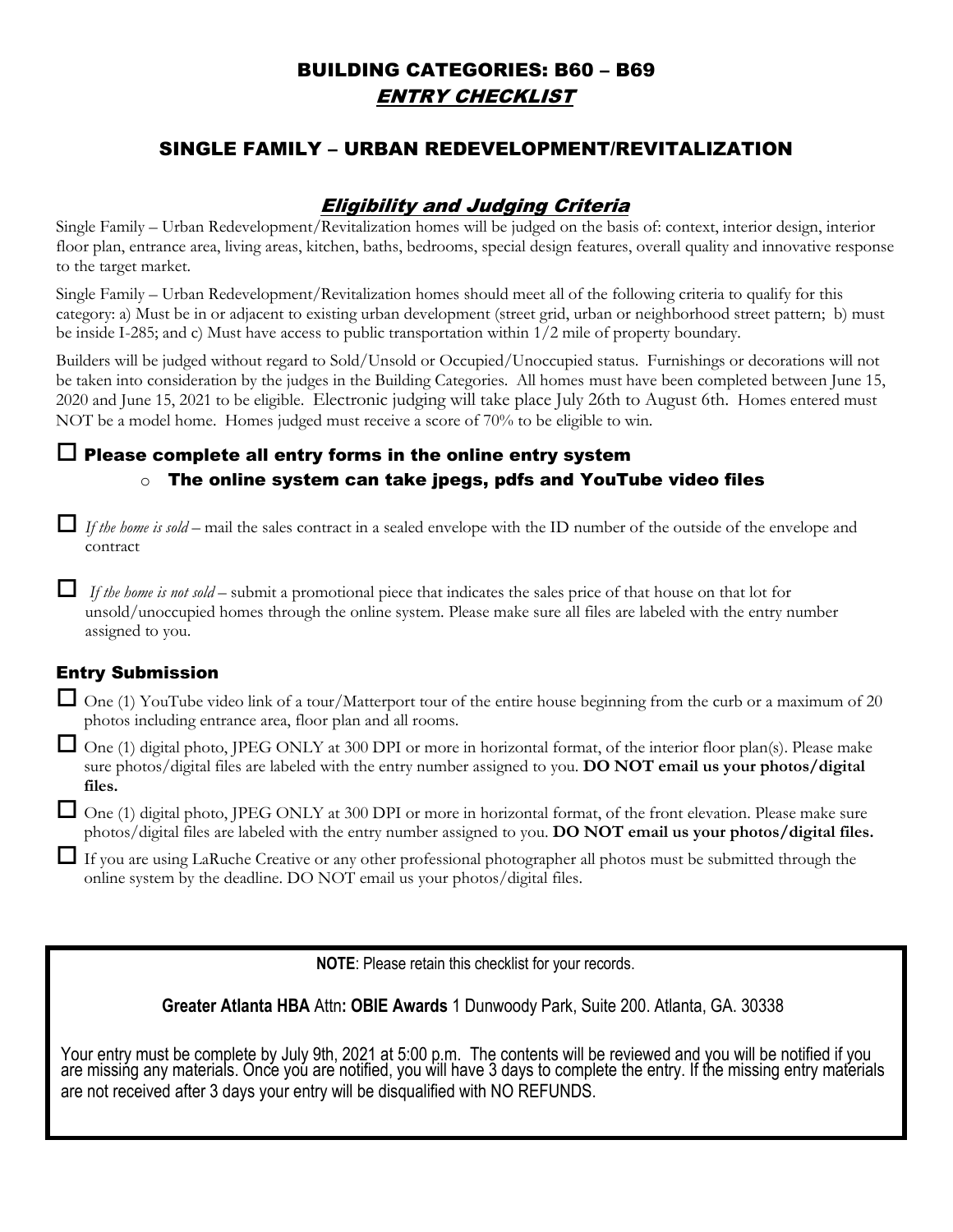# BUILDING CATEGORIES: B60 – B69

## *ENTRY CHECKLIST*

## SINGLE FAMILY – URBAN REDEVELOPMENT/REVITALIZATION

### *Eligibility and Judging Criteria*

Single Family – Urban Redevelopment/Revitalization homes will be judged on the basis of: context, interior design, interior floor plan, entrance area, living areas, kitchen, baths, bedrooms, special design features, overall quality and innovative response to the target market.

Single Family – Urban Redevelopment/Revitalization homes should meet all of the following criteria to qualify for this category: a) Must be in or adjacent to existing urban development (street grid, urban or neighborhood street pattern; b) must be inside I-285; and c) Must have access to public transportation within 1/2 mile of property boundary.

Builders will be judged without regard to Sold/Unsold or Occupied/Unoccupied status. Furnishings or decorations will not be taken into consideration by the judges in the Building Categories. All homes must have been completed between June 15, 2020 and June 15, 2021 to be eligible. Electronic judging will take place July 26th to August 6th. Homes entered must NOT be a model home. Homes judged must receive a score of 70% to be eligible to win.

- ☐ **Please complete all entry forms in the online entry system**
  - **The online system can take jpegs, pdfs and YouTube video files**

- ☐ *If the home is sold* – mail the sales contract in a sealed envelope with the ID number of the outside of the envelope and contract

- ☐ *If the home is not sold* – submit a promotional piece that indicates the sales price of that house on that lot for unsold/unoccupied homes through the online system. Please make sure all files are labeled with the entry number assigned to you.

### Entry Submission

- ☐ One (1) YouTube video link of a tour/Matterport tour of the entire house beginning from the curb or a maximum of 20 photos including entrance area, floor plan and all rooms.
- ☐ One (1) digital photo, JPEG ONLY at 300 DPI or more in horizontal format, of the interior floor plan(s). Please make sure photos/digital files are labeled with the entry number assigned to you. **DO NOT email us your photos/digital files.**
- ☐ One (1) digital photo, JPEG ONLY at 300 DPI or more in horizontal format, of the front elevation. Please make sure photos/digital files are labeled with the entry number assigned to you. **DO NOT email us your photos/digital files.**
- ☐ If you are using LaRuche Creative or any other professional photographer all photos must be submitted through the online system by the deadline. DO NOT email us your photos/digital files.

**NOTE**: Please retain this checklist for your records.

**Greater Atlanta HBA** Attn**: OBIE Awards** 1 Dunwoody Park, Suite 200. Atlanta, GA. 30338

Your entry must be complete by July 9th, 2021 at 5:00 p.m. The contents will be reviewed and you will be notified if you are missing any materials. Once you are notified, you will have 3 days to complete the entry. If the missing entry materials are not received after 3 days your entry will be disqualified with NO REFUNDS.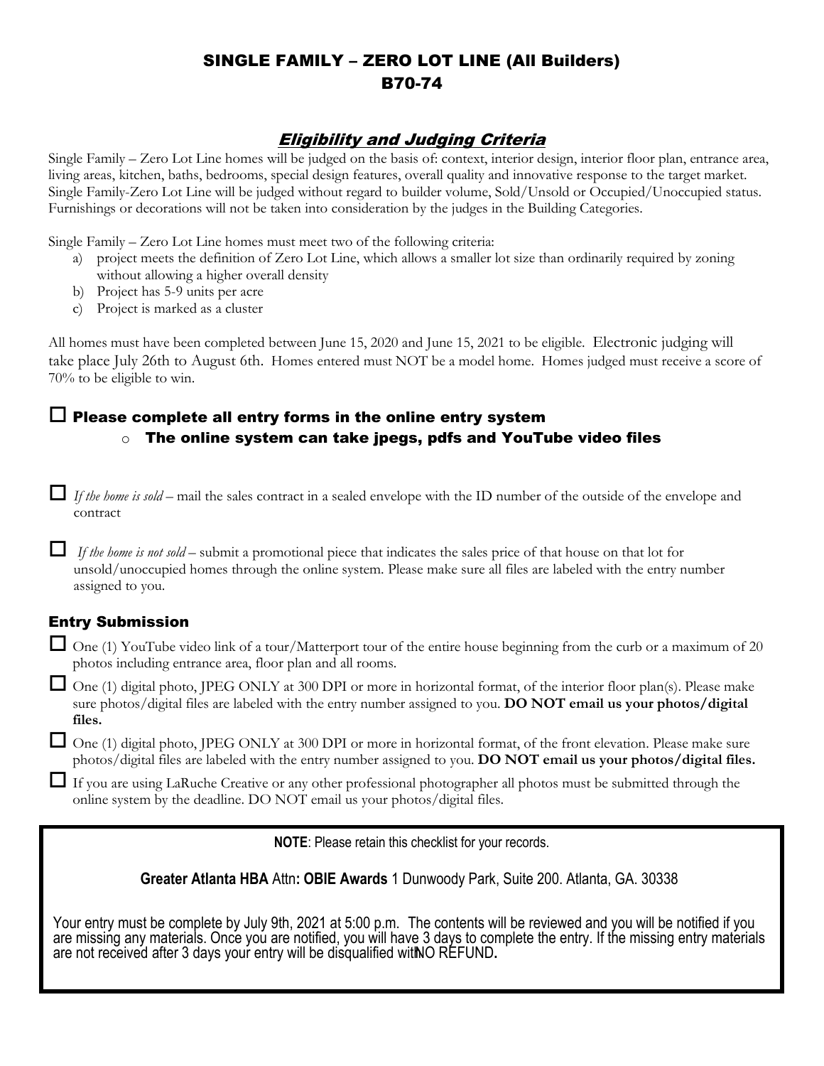# SINGLE FAMILY – ZERO LOT LINE (All Builders)
# B70-74

## *Eligibility and Judging Criteria*

Single Family – Zero Lot Line homes will be judged on the basis of: context, interior design, interior floor plan, entrance area, living areas, kitchen, baths, bedrooms, special design features, overall quality and innovative response to the target market. Single Family-Zero Lot Line will be judged without regard to builder volume, Sold/Unsold or Occupied/Unoccupied status. Furnishings or decorations will not be taken into consideration by the judges in the Building Categories.

Single Family – Zero Lot Line homes must meet two of the following criteria:

a) project meets the definition of Zero Lot Line, which allows a smaller lot size than ordinarily required by zoning without allowing a higher overall density
b) Project has 5-9 units per acre
c) Project is marked as a cluster

All homes must have been completed between June 15, 2020 and June 15, 2021 to be eligible. Electronic judging will take place July 26th to August 6th. Homes entered must NOT be a model home. Homes judged must receive a score of 70% to be eligible to win.

## ☐ Please complete all entry forms in the online entry system

- **The online system can take jpegs, pdfs and YouTube video files**

☐ *If the home is sold* – mail the sales contract in a sealed envelope with the ID number of the outside of the envelope and contract

☐ *If the home is not sold* – submit a promotional piece that indicates the sales price of that house on that lot for unsold/unoccupied homes through the online system. Please make sure all files are labeled with the entry number assigned to you.

### Entry Submission

☐ One (1) YouTube video link of a tour/Matterport tour of the entire house beginning from the curb or a maximum of 20 photos including entrance area, floor plan and all rooms.

☐ One (1) digital photo, JPEG ONLY at 300 DPI or more in horizontal format, of the interior floor plan(s). Please make sure photos/digital files are labeled with the entry number assigned to you. **DO NOT email us your photos/digital files.**

☐ One (1) digital photo, JPEG ONLY at 300 DPI or more in horizontal format, of the front elevation. Please make sure photos/digital files are labeled with the entry number assigned to you. **DO NOT email us your photos/digital files.**

☐ If you are using LaRuche Creative or any other professional photographer all photos must be submitted through the online system by the deadline. DO NOT email us your photos/digital files.

**NOTE**: Please retain this checklist for your records.

**Greater Atlanta HBA** Attn**: OBIE Awards** 1 Dunwoody Park, Suite 200. Atlanta, GA. 30338

Your entry must be complete by July 9th, 2021 at 5:00 p.m. The contents will be reviewed and you will be notified if you are missing any materials. Once you are notified, you will have 3 days to complete the entry. If the missing entry materials are not received after 3 days your entry will be disqualified with NO REFUND**.**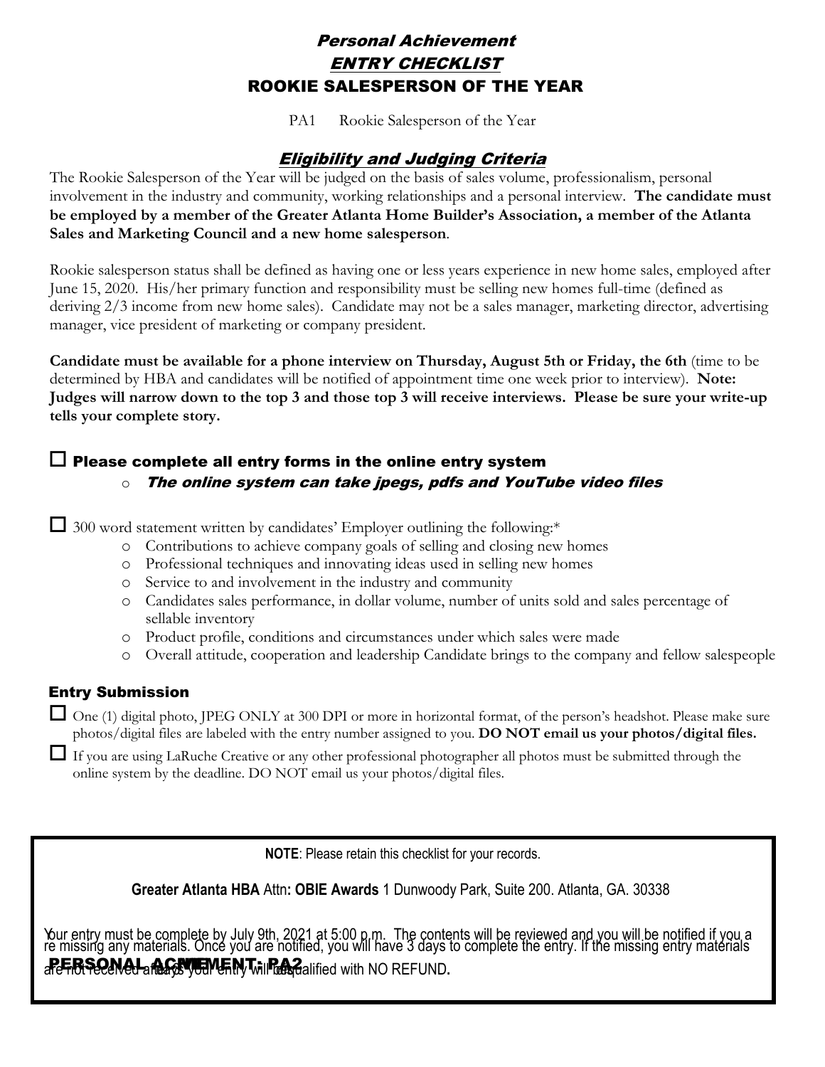# *Personal Achievement*

## *ENTRY CHECKLIST*

## ROOKIE SALESPERSON OF THE YEAR

PA1 Rookie Salesperson of the Year

## *Eligibility and Judging Criteria*

The Rookie Salesperson of the Year will be judged on the basis of sales volume, professionalism, personal involvement in the industry and community, working relationships and a personal interview. **The candidate must be employed by a member of the Greater Atlanta Home Builder's Association, a member of the Atlanta Sales and Marketing Council and a new home salesperson**.

Rookie salesperson status shall be defined as having one or less years experience in new home sales, employed after June 15, 2020. His/her primary function and responsibility must be selling new homes full-time (defined as deriving 2/3 income from new home sales). Candidate may not be a sales manager, marketing director, advertising manager, vice president of marketing or company president.

**Candidate must be available for a phone interview on Thursday, August 5th or Friday, the 6th** (time to be determined by HBA and candidates will be notified of appointment time one week prior to interview). **Note: Judges will narrow down to the top 3 and those top 3 will receive interviews. Please be sure your write-up tells your complete story.**

☐ **Please complete all entry forms in the online entry system**

- ***The online system can take jpegs, pdfs and YouTube video files***

☐ 300 word statement written by candidates' Employer outlining the following:*

- Contributions to achieve company goals of selling and closing new homes
- Professional techniques and innovating ideas used in selling new homes
- Service to and involvement in the industry and community
- Candidates sales performance, in dollar volume, number of units sold and sales percentage of sellable inventory
- Product profile, conditions and circumstances under which sales were made
- Overall attitude, cooperation and leadership Candidate brings to the company and fellow salespeople

### Entry Submission

☐ One (1) digital photo, JPEG ONLY at 300 DPI or more in horizontal format, of the person's headshot. Please make sure photos/digital files are labeled with the entry number assigned to you. **DO NOT email us your photos/digital files.**

☐ If you are using LaRuche Creative or any other professional photographer all photos must be submitted through the online system by the deadline. DO NOT email us your photos/digital files.

**NOTE**: Please retain this checklist for your records.

**Greater Atlanta HBA** Attn**: OBIE Awards** 1 Dunwoody Park, Suite 200. Atlanta, GA. 30338

Your entry must be complete by July 9th, 2021 at 5:00 p.m. The contents will be reviewed and you will be notified if you are missing any materials. Once you are notified, you will have 3 days to complete the entry. If the missing entry materials are not received after 3 days your entry will be disqualified with NO REFUND.

PERSONAL ACHIEVEMENT: PA2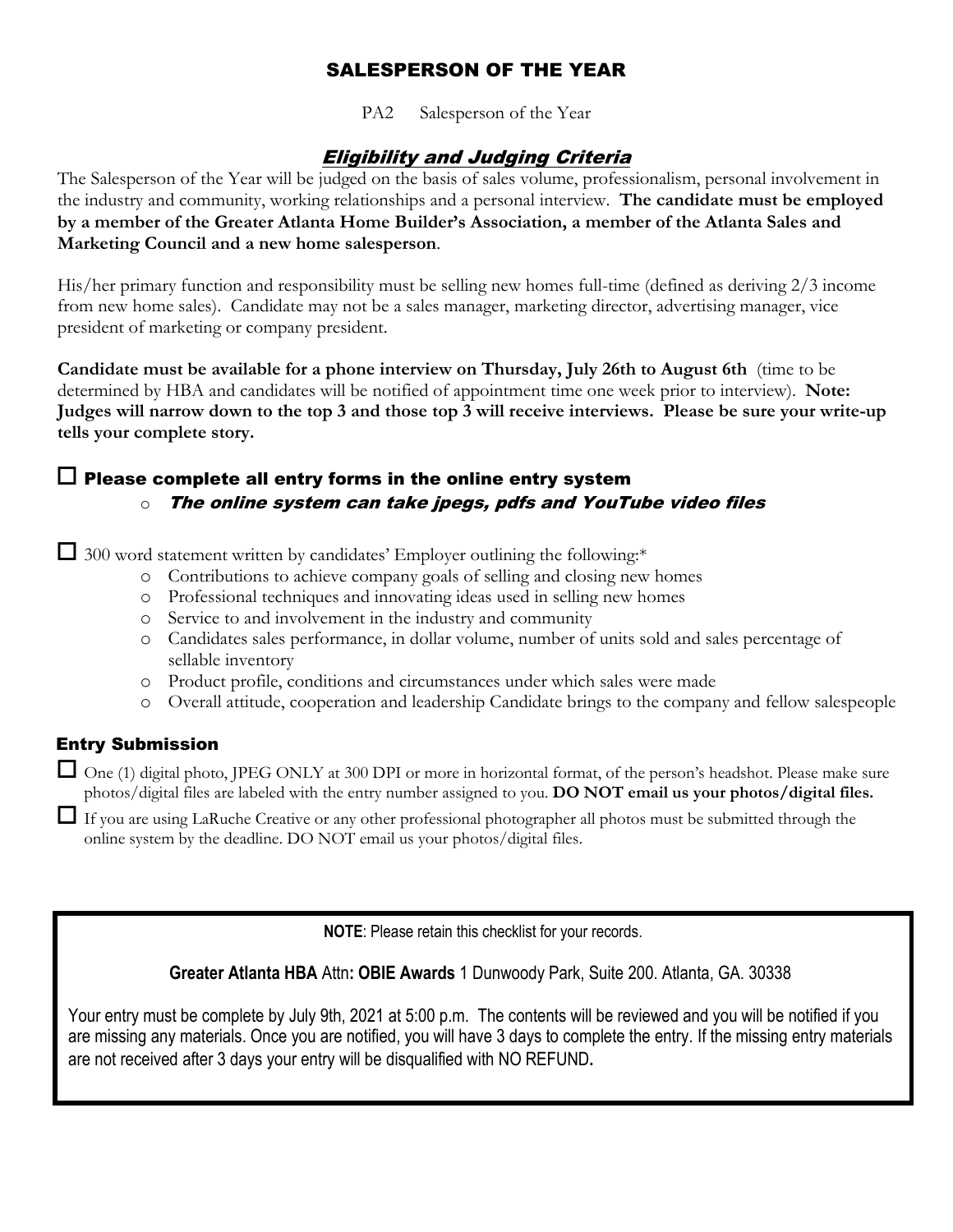# SALESPERSON OF THE YEAR

PA2 Salesperson of the Year

## *Eligibility and Judging Criteria*

The Salesperson of the Year will be judged on the basis of sales volume, professionalism, personal involvement in the industry and community, working relationships and a personal interview. **The candidate must be employed by a member of the Greater Atlanta Home Builder's Association, a member of the Atlanta Sales and Marketing Council and a new home salesperson**.

His/her primary function and responsibility must be selling new homes full-time (defined as deriving 2/3 income from new home sales). Candidate may not be a sales manager, marketing director, advertising manager, vice president of marketing or company president.

**Candidate must be available for a phone interview on Thursday, July 26th to August 6th** (time to be determined by HBA and candidates will be notified of appointment time one week prior to interview). **Note: Judges will narrow down to the top 3 and those top 3 will receive interviews. Please be sure your write-up tells your complete story.**

- ☐ **Please complete all entry forms in the online entry system**
  - ***The online system can take jpegs, pdfs and YouTube video files***

- ☐ 300 word statement written by candidates' Employer outlining the following:*
  - Contributions to achieve company goals of selling and closing new homes
  - Professional techniques and innovating ideas used in selling new homes
  - Service to and involvement in the industry and community
  - Candidates sales performance, in dollar volume, number of units sold and sales percentage of sellable inventory
  - Product profile, conditions and circumstances under which sales were made
  - Overall attitude, cooperation and leadership Candidate brings to the company and fellow salespeople

### Entry Submission

- ☐ One (1) digital photo, JPEG ONLY at 300 DPI or more in horizontal format, of the person's headshot. Please make sure photos/digital files are labeled with the entry number assigned to you. **DO NOT email us your photos/digital files.**
- ☐ If you are using LaRuche Creative or any other professional photographer all photos must be submitted through the online system by the deadline. DO NOT email us your photos/digital files.

**NOTE**: Please retain this checklist for your records.

**Greater Atlanta HBA** Attn**: OBIE Awards** 1 Dunwoody Park, Suite 200. Atlanta, GA. 30338

Your entry must be complete by July 9th, 2021 at 5:00 p.m. The contents will be reviewed and you will be notified if you are missing any materials. Once you are notified, you will have 3 days to complete the entry. If the missing entry materials are not received after 3 days your entry will be disqualified with NO REFUND**.**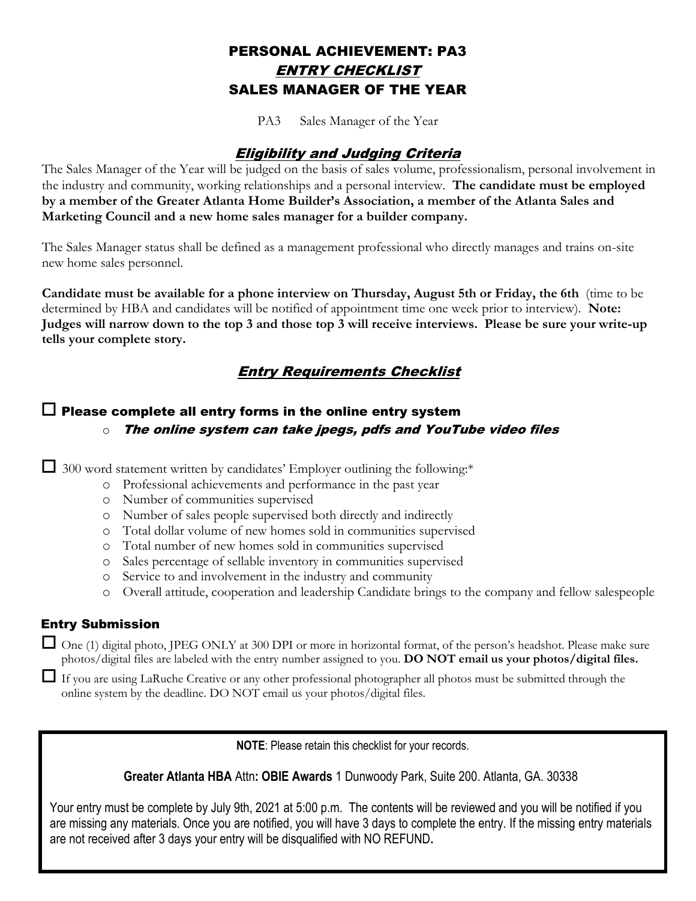# PERSONAL ACHIEVEMENT: PA3

## *ENTRY CHECKLIST*

## SALES MANAGER OF THE YEAR

PA3 Sales Manager of the Year

## *Eligibility and Judging Criteria*

The Sales Manager of the Year will be judged on the basis of sales volume, professionalism, personal involvement in the industry and community, working relationships and a personal interview. **The candidate must be employed by a member of the Greater Atlanta Home Builder's Association, a member of the Atlanta Sales and Marketing Council and a new home sales manager for a builder company.**

The Sales Manager status shall be defined as a management professional who directly manages and trains on-site new home sales personnel.

**Candidate must be available for a phone interview on Thursday, August 5th or Friday, the 6th** (time to be determined by HBA and candidates will be notified of appointment time one week prior to interview). **Note: Judges will narrow down to the top 3 and those top 3 will receive interviews. Please be sure your write-up tells your complete story.**

## *Entry Requirements Checklist*

☐ **Please complete all entry forms in the online entry system**
- ***The online system can take jpegs, pdfs and YouTube video files***

☐ 300 word statement written by candidates' Employer outlining the following:*
- Professional achievements and performance in the past year
- Number of communities supervised
- Number of sales people supervised both directly and indirectly
- Total dollar volume of new homes sold in communities supervised
- Total number of new homes sold in communities supervised
- Sales percentage of sellable inventory in communities supervised
- Service to and involvement in the industry and community
- Overall attitude, cooperation and leadership Candidate brings to the company and fellow salespeople

### Entry Submission

☐ One (1) digital photo, JPEG ONLY at 300 DPI or more in horizontal format, of the person's headshot. Please make sure photos/digital files are labeled with the entry number assigned to you. **DO NOT email us your photos/digital files.**

☐ If you are using LaRuche Creative or any other professional photographer all photos must be submitted through the online system by the deadline. DO NOT email us your photos/digital files.

**NOTE**: Please retain this checklist for your records.

**Greater Atlanta HBA** Attn**: OBIE Awards** 1 Dunwoody Park, Suite 200. Atlanta, GA. 30338

Your entry must be complete by July 9th, 2021 at 5:00 p.m. The contents will be reviewed and you will be notified if you are missing any materials. Once you are notified, you will have 3 days to complete the entry. If the missing entry materials are not received after 3 days your entry will be disqualified with NO REFUND**.**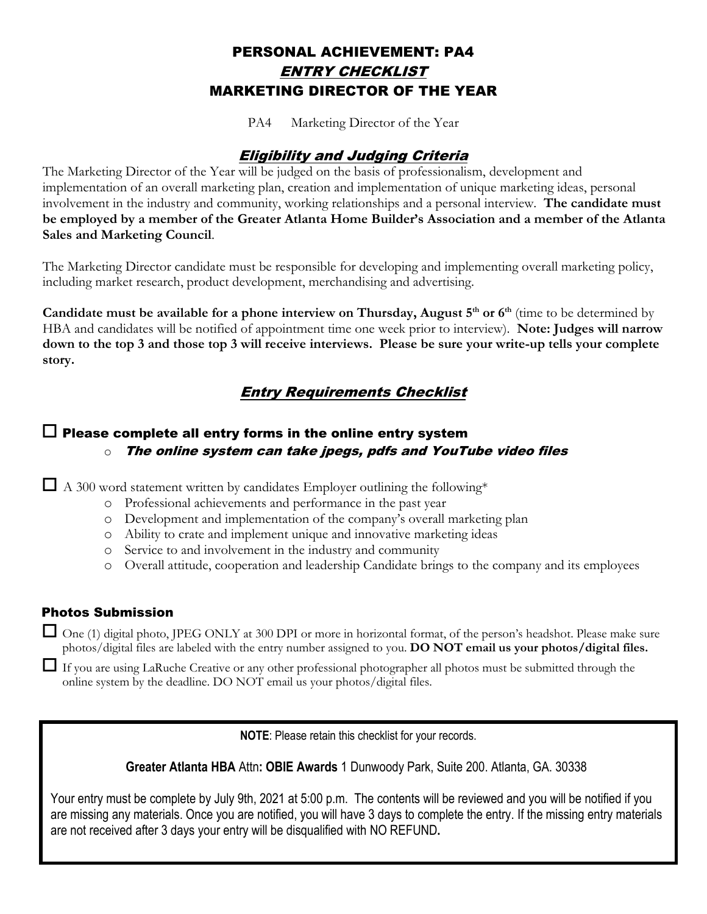# PERSONAL ACHIEVEMENT: PA4

## *ENTRY CHECKLIST*

## MARKETING DIRECTOR OF THE YEAR

PA4 Marketing Director of the Year

## *Eligibility and Judging Criteria*

The Marketing Director of the Year will be judged on the basis of professionalism, development and implementation of an overall marketing plan, creation and implementation of unique marketing ideas, personal involvement in the industry and community, working relationships and a personal interview. **The candidate must be employed by a member of the Greater Atlanta Home Builder's Association and a member of the Atlanta Sales and Marketing Council**.

The Marketing Director candidate must be responsible for developing and implementing overall marketing policy, including market research, product development, merchandising and advertising.

**Candidate must be available for a phone interview on Thursday, August 5th or 6th** (time to be determined by HBA and candidates will be notified of appointment time one week prior to interview). **Note: Judges will narrow down to the top 3 and those top 3 will receive interviews. Please be sure your write-up tells your complete story.**

## *Entry Requirements Checklist*

### ☐ Please complete all entry forms in the online entry system

- ***The online system can take jpegs, pdfs and YouTube video files***

☐ A 300 word statement written by candidates Employer outlining the following*

- Professional achievements and performance in the past year
- Development and implementation of the company's overall marketing plan
- Ability to crate and implement unique and innovative marketing ideas
- Service to and involvement in the industry and community
- Overall attitude, cooperation and leadership Candidate brings to the company and its employees

### Photos Submission

☐ One (1) digital photo, JPEG ONLY at 300 DPI or more in horizontal format, of the person's headshot. Please make sure photos/digital files are labeled with the entry number assigned to you. **DO NOT email us your photos/digital files.**

☐ If you are using LaRuche Creative or any other professional photographer all photos must be submitted through the online system by the deadline. DO NOT email us your photos/digital files.

**NOTE**: Please retain this checklist for your records.

**Greater Atlanta HBA** Attn**: OBIE Awards** 1 Dunwoody Park, Suite 200. Atlanta, GA. 30338

Your entry must be complete by July 9th, 2021 at 5:00 p.m. The contents will be reviewed and you will be notified if you are missing any materials. Once you are notified, you will have 3 days to complete the entry. If the missing entry materials are not received after 3 days your entry will be disqualified with NO REFUND**.**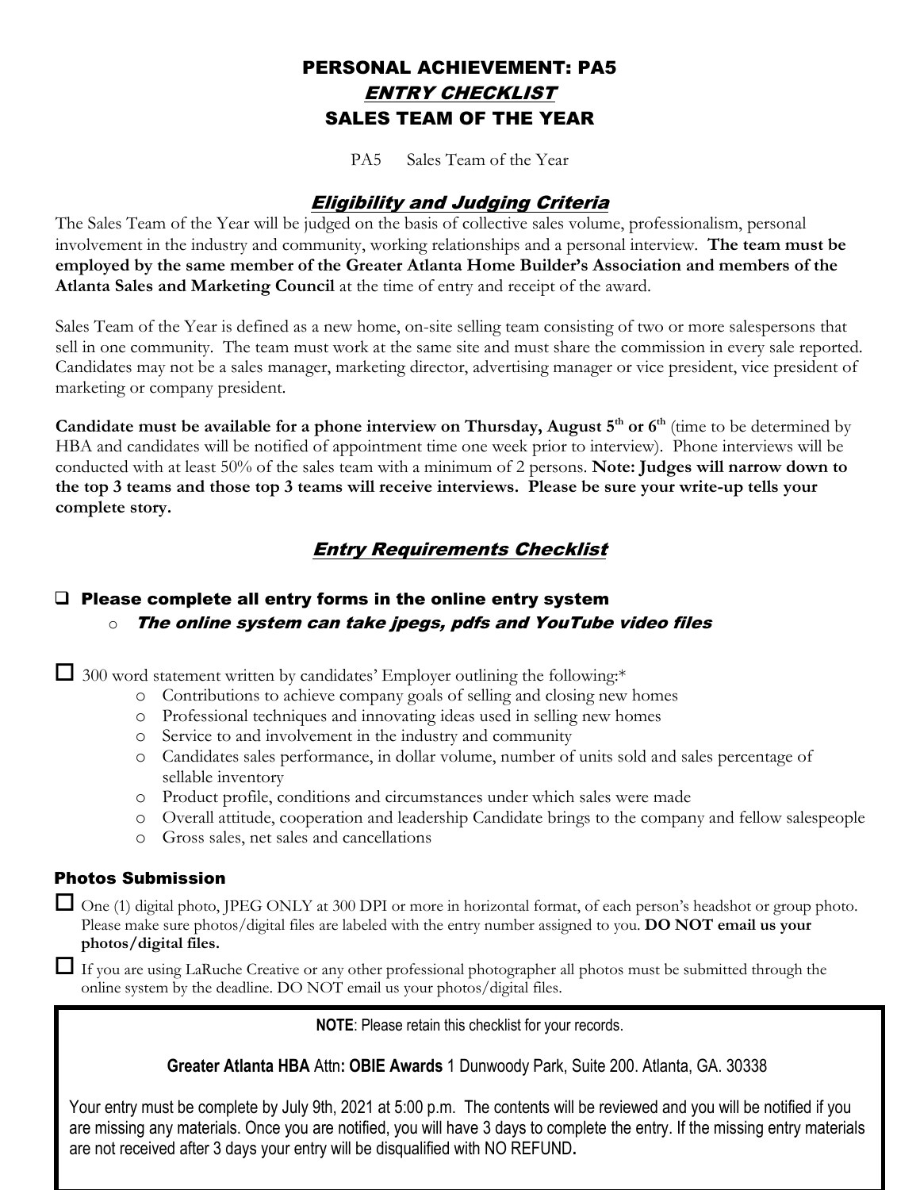# PERSONAL ACHIEVEMENT: PA5

## *ENTRY CHECKLIST*

## SALES TEAM OF THE YEAR

PA5 Sales Team of the Year

## *Eligibility and Judging Criteria*

The Sales Team of the Year will be judged on the basis of collective sales volume, professionalism, personal involvement in the industry and community, working relationships and a personal interview. **The team must be employed by the same member of the Greater Atlanta Home Builder's Association and members of the Atlanta Sales and Marketing Council** at the time of entry and receipt of the award.

Sales Team of the Year is defined as a new home, on-site selling team consisting of two or more salespersons that sell in one community. The team must work at the same site and must share the commission in every sale reported. Candidates may not be a sales manager, marketing director, advertising manager or vice president, vice president of marketing or company president.

**Candidate must be available for a phone interview on Thursday, August 5th or 6th** (time to be determined by HBA and candidates will be notified of appointment time one week prior to interview). Phone interviews will be conducted with at least 50% of the sales team with a minimum of 2 persons. **Note: Judges will narrow down to the top 3 teams and those top 3 teams will receive interviews. Please be sure your write-up tells your complete story.**

## *Entry Requirements Checklist*

- ☐ **Please complete all entry forms in the online entry system**
  - ***The online system can take jpegs, pdfs and YouTube video files***

- ☐ 300 word statement written by candidates' Employer outlining the following:*
  - Contributions to achieve company goals of selling and closing new homes
  - Professional techniques and innovating ideas used in selling new homes
  - Service to and involvement in the industry and community
  - Candidates sales performance, in dollar volume, number of units sold and sales percentage of sellable inventory
  - Product profile, conditions and circumstances under which sales were made
  - Overall attitude, cooperation and leadership Candidate brings to the company and fellow salespeople
  - Gross sales, net sales and cancellations

### Photos Submission

- ☐ One (1) digital photo, JPEG ONLY at 300 DPI or more in horizontal format, of each person's headshot or group photo. Please make sure photos/digital files are labeled with the entry number assigned to you. **DO NOT email us your photos/digital files.**
- ☐ If you are using LaRuche Creative or any other professional photographer all photos must be submitted through the online system by the deadline. DO NOT email us your photos/digital files.

**NOTE**: Please retain this checklist for your records.

**Greater Atlanta HBA** Attn**: OBIE Awards** 1 Dunwoody Park, Suite 200. Atlanta, GA. 30338

Your entry must be complete by July 9th, 2021 at 5:00 p.m. The contents will be reviewed and you will be notified if you are missing any materials. Once you are notified, you will have 3 days to complete the entry. If the missing entry materials are not received after 3 days your entry will be disqualified with NO REFUND**.**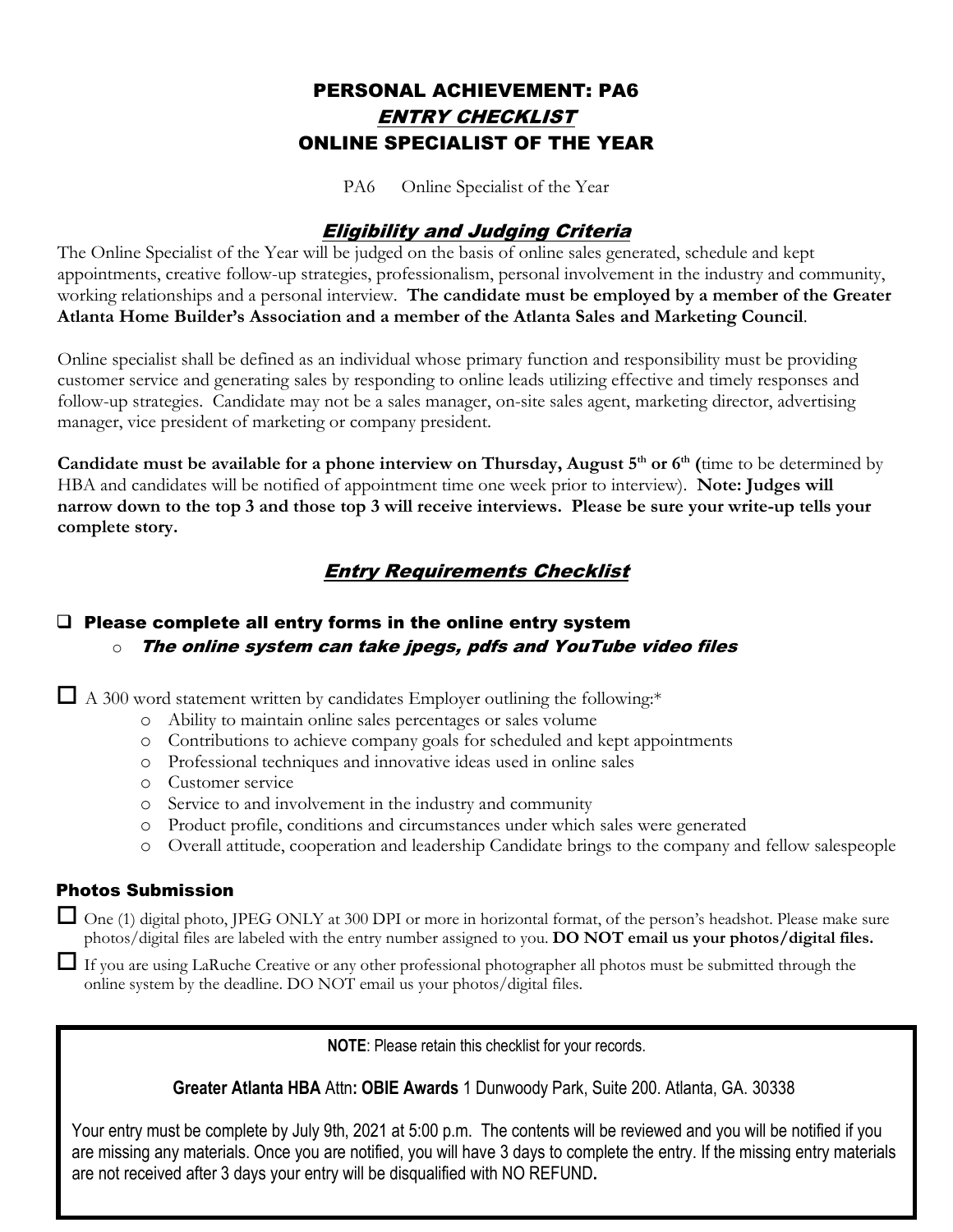# PERSONAL ACHIEVEMENT: PA6
## *ENTRY CHECKLIST*
## ONLINE SPECIALIST OF THE YEAR

PA6 Online Specialist of the Year

### *Eligibility and Judging Criteria*

The Online Specialist of the Year will be judged on the basis of online sales generated, schedule and kept appointments, creative follow-up strategies, professionalism, personal involvement in the industry and community, working relationships and a personal interview. **The candidate must be employed by a member of the Greater Atlanta Home Builder's Association and a member of the Atlanta Sales and Marketing Council**.

Online specialist shall be defined as an individual whose primary function and responsibility must be providing customer service and generating sales by responding to online leads utilizing effective and timely responses and follow-up strategies. Candidate may not be a sales manager, on-site sales agent, marketing director, advertising manager, vice president of marketing or company president.

**Candidate must be available for a phone interview on Thursday, August 5th or 6th (**time to be determined by HBA and candidates will be notified of appointment time one week prior to interview). **Note: Judges will narrow down to the top 3 and those top 3 will receive interviews. Please be sure your write-up tells your complete story.**

### *Entry Requirements Checklist*

- ☐ **Please complete all entry forms in the online entry system**
  - ***The online system can take jpegs, pdfs and YouTube video files***

- ☐ A 300 word statement written by candidates Employer outlining the following:*
  - Ability to maintain online sales percentages or sales volume
  - Contributions to achieve company goals for scheduled and kept appointments
  - Professional techniques and innovative ideas used in online sales
  - Customer service
  - Service to and involvement in the industry and community
  - Product profile, conditions and circumstances under which sales were generated
  - Overall attitude, cooperation and leadership Candidate brings to the company and fellow salespeople

#### Photos Submission

- ☐ One (1) digital photo, JPEG ONLY at 300 DPI or more in horizontal format, of the person's headshot. Please make sure photos/digital files are labeled with the entry number assigned to you. **DO NOT email us your photos/digital files.**
- ☐ If you are using LaRuche Creative or any other professional photographer all photos must be submitted through the online system by the deadline. DO NOT email us your photos/digital files.

**NOTE**: Please retain this checklist for your records.

**Greater Atlanta HBA** Attn**: OBIE Awards** 1 Dunwoody Park, Suite 200. Atlanta, GA. 30338

Your entry must be complete by July 9th, 2021 at 5:00 p.m. The contents will be reviewed and you will be notified if you are missing any materials. Once you are notified, you will have 3 days to complete the entry. If the missing entry materials are not received after 3 days your entry will be disqualified with NO REFUND**.**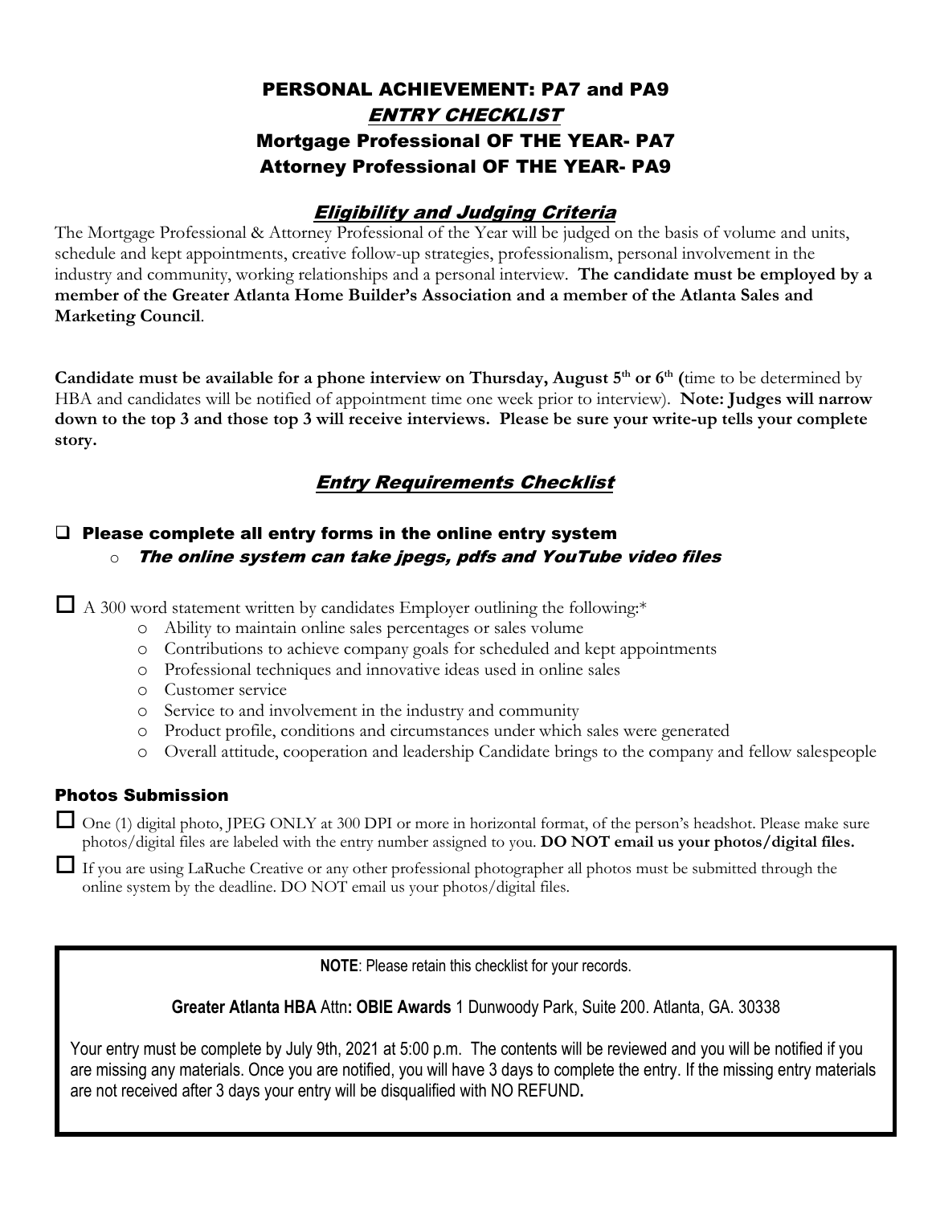# PERSONAL ACHIEVEMENT: PA7 and PA9

## *ENTRY CHECKLIST*

## Mortgage Professional OF THE YEAR- PA7

## Attorney Professional OF THE YEAR- PA9

### *Eligibility and Judging Criteria*

The Mortgage Professional & Attorney Professional of the Year will be judged on the basis of volume and units, schedule and kept appointments, creative follow-up strategies, professionalism, personal involvement in the industry and community, working relationships and a personal interview. **The candidate must be employed by a member of the Greater Atlanta Home Builder's Association and a member of the Atlanta Sales and Marketing Council**.

**Candidate must be available for a phone interview on Thursday, August 5th or 6th (**time to be determined by HBA and candidates will be notified of appointment time one week prior to interview). **Note: Judges will narrow down to the top 3 and those top 3 will receive interviews. Please be sure your write-up tells your complete story.**

### *Entry Requirements Checklist*

- ☐ **Please complete all entry forms in the online entry system**
  - ***The online system can take jpegs, pdfs and YouTube video files***

- ☐ A 300 word statement written by candidates Employer outlining the following:*
  - Ability to maintain online sales percentages or sales volume
  - Contributions to achieve company goals for scheduled and kept appointments
  - Professional techniques and innovative ideas used in online sales
  - Customer service
  - Service to and involvement in the industry and community
  - Product profile, conditions and circumstances under which sales were generated
  - Overall attitude, cooperation and leadership Candidate brings to the company and fellow salespeople

### Photos Submission

- ☐ One (1) digital photo, JPEG ONLY at 300 DPI or more in horizontal format, of the person's headshot. Please make sure photos/digital files are labeled with the entry number assigned to you. **DO NOT email us your photos/digital files.**
- ☐ If you are using LaRuche Creative or any other professional photographer all photos must be submitted through the online system by the deadline. DO NOT email us your photos/digital files.

---

**NOTE**: Please retain this checklist for your records.

**Greater Atlanta HBA** Attn**: OBIE Awards** 1 Dunwoody Park, Suite 200. Atlanta, GA. 30338

Your entry must be complete by July 9th, 2021 at 5:00 p.m. The contents will be reviewed and you will be notified if you are missing any materials. Once you are notified, you will have 3 days to complete the entry. If the missing entry materials are not received after 3 days your entry will be disqualified with NO REFUND**.**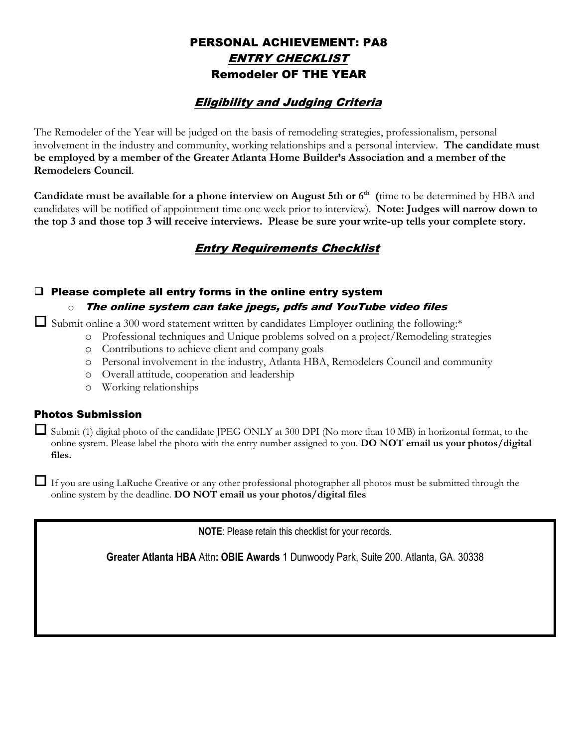# PERSONAL ACHIEVEMENT: PA8

## *ENTRY CHECKLIST*

## Remodeler OF THE YEAR

### *Eligibility and Judging Criteria*

The Remodeler of the Year will be judged on the basis of remodeling strategies, professionalism, personal involvement in the industry and community, working relationships and a personal interview. **The candidate must be employed by a member of the Greater Atlanta Home Builder's Association and a member of the Remodelers Council**.

**Candidate must be available for a phone interview on August 5th or 6th (**time to be determined by HBA and candidates will be notified of appointment time one week prior to interview). **Note: Judges will narrow down to the top 3 and those top 3 will receive interviews. Please be sure your write-up tells your complete story.**

### *Entry Requirements Checklist*

- ☐ **Please complete all entry forms in the online entry system**
  - ***The online system can take jpegs, pdfs and YouTube video files***

- ☐ Submit online a 300 word statement written by candidates Employer outlining the following:*
  - Professional techniques and Unique problems solved on a project/Remodeling strategies
  - Contributions to achieve client and company goals
  - Personal involvement in the industry, Atlanta HBA, Remodelers Council and community
  - Overall attitude, cooperation and leadership
  - Working relationships

### Photos Submission

- ☐ Submit (1) digital photo of the candidate JPEG ONLY at 300 DPI (No more than 10 MB) in horizontal format, to the online system. Please label the photo with the entry number assigned to you. **DO NOT email us your photos/digital files.**

- ☐ If you are using LaRuche Creative or any other professional photographer all photos must be submitted through the online system by the deadline. **DO NOT email us your photos/digital files**

**NOTE**: Please retain this checklist for your records.

**Greater Atlanta HBA** Attn**: OBIE Awards** 1 Dunwoody Park, Suite 200. Atlanta, GA. 30338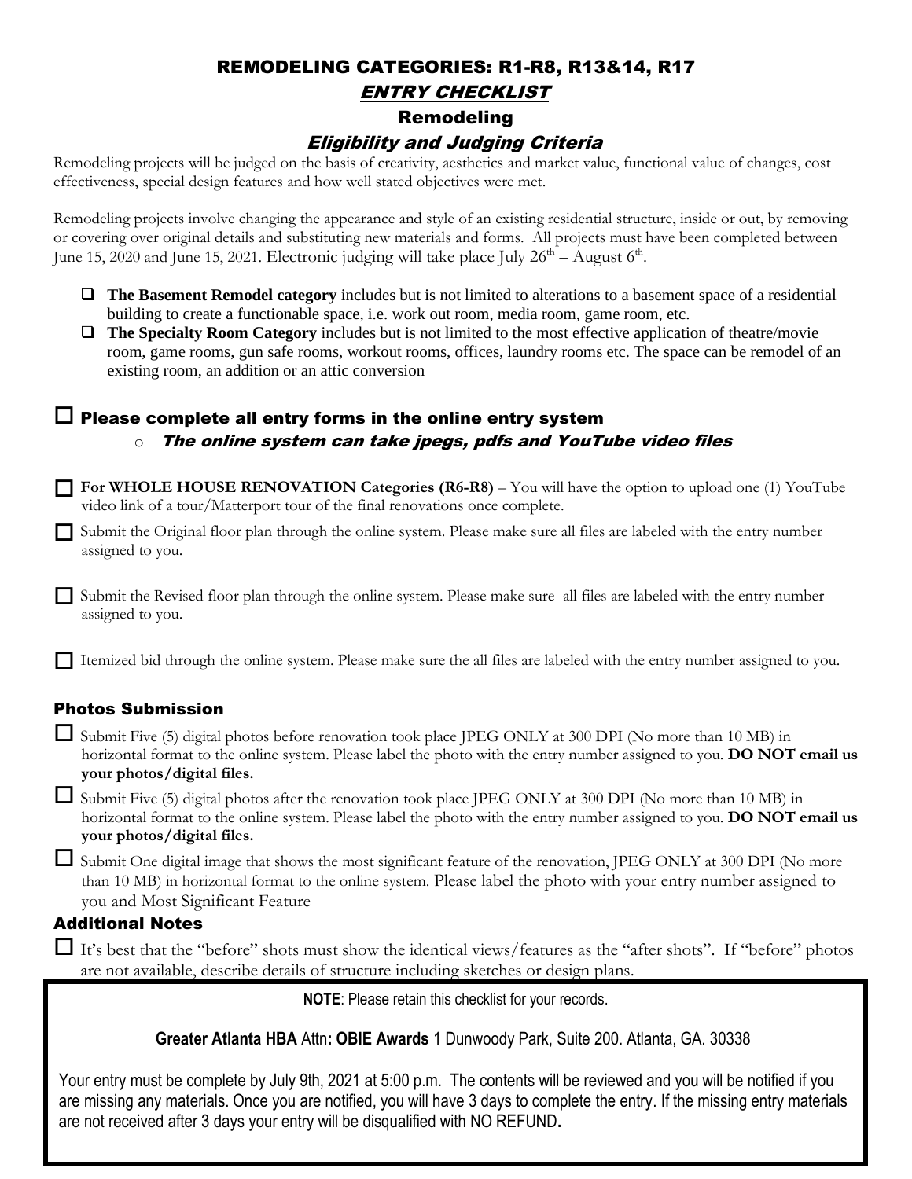# REMODELING CATEGORIES: R1-R8, R13&14, R17

## *ENTRY CHECKLIST*

## Remodeling

### *Eligibility and Judging Criteria*

Remodeling projects will be judged on the basis of creativity, aesthetics and market value, functional value of changes, cost effectiveness, special design features and how well stated objectives were met.

Remodeling projects involve changing the appearance and style of an existing residential structure, inside or out, by removing or covering over original details and substituting new materials and forms. All projects must have been completed between June 15, 2020 and June 15, 2021. Electronic judging will take place July 26th – August 6th.

- ❑ **The Basement Remodel category** includes but is not limited to alterations to a basement space of a residential building to create a functionable space, i.e. work out room, media room, game room, etc.
- ❑ **The Specialty Room Category** includes but is not limited to the most effective application of theatre/movie room, game rooms, gun safe rooms, workout rooms, offices, laundry rooms etc. The space can be remodel of an existing room, an addition or an attic conversion

## ☐ Please complete all entry forms in the online entry system

- *The online system can take jpegs, pdfs and YouTube video files*

☐ **For WHOLE HOUSE RENOVATION Categories (R6-R8)** – You will have the option to upload one (1) YouTube video link of a tour/Matterport tour of the final renovations once complete.

☐ Submit the Original floor plan through the online system. Please make sure all files are labeled with the entry number assigned to you.

☐ Submit the Revised floor plan through the online system. Please make sure all files are labeled with the entry number assigned to you.

☐ Itemized bid through the online system. Please make sure the all files are labeled with the entry number assigned to you.

### Photos Submission

☐ Submit Five (5) digital photos before renovation took place JPEG ONLY at 300 DPI (No more than 10 MB) in horizontal format to the online system. Please label the photo with the entry number assigned to you. **DO NOT email us your photos/digital files.**

☐ Submit Five (5) digital photos after the renovation took place JPEG ONLY at 300 DPI (No more than 10 MB) in horizontal format to the online system. Please label the photo with the entry number assigned to you. **DO NOT email us your photos/digital files.**

☐ Submit One digital image that shows the most significant feature of the renovation, JPEG ONLY at 300 DPI (No more than 10 MB) in horizontal format to the online system. Please label the photo with your entry number assigned to you and Most Significant Feature

### Additional Notes

☐ It's best that the "before" shots must show the identical views/features as the "after shots". If "before" photos are not available, describe details of structure including sketches or design plans.

**NOTE**: Please retain this checklist for your records.

**Greater Atlanta HBA** Attn**: OBIE Awards** 1 Dunwoody Park, Suite 200. Atlanta, GA. 30338

Your entry must be complete by July 9th, 2021 at 5:00 p.m. The contents will be reviewed and you will be notified if you are missing any materials. Once you are notified, you will have 3 days to complete the entry. If the missing entry materials are not received after 3 days your entry will be disqualified with NO REFUND**.**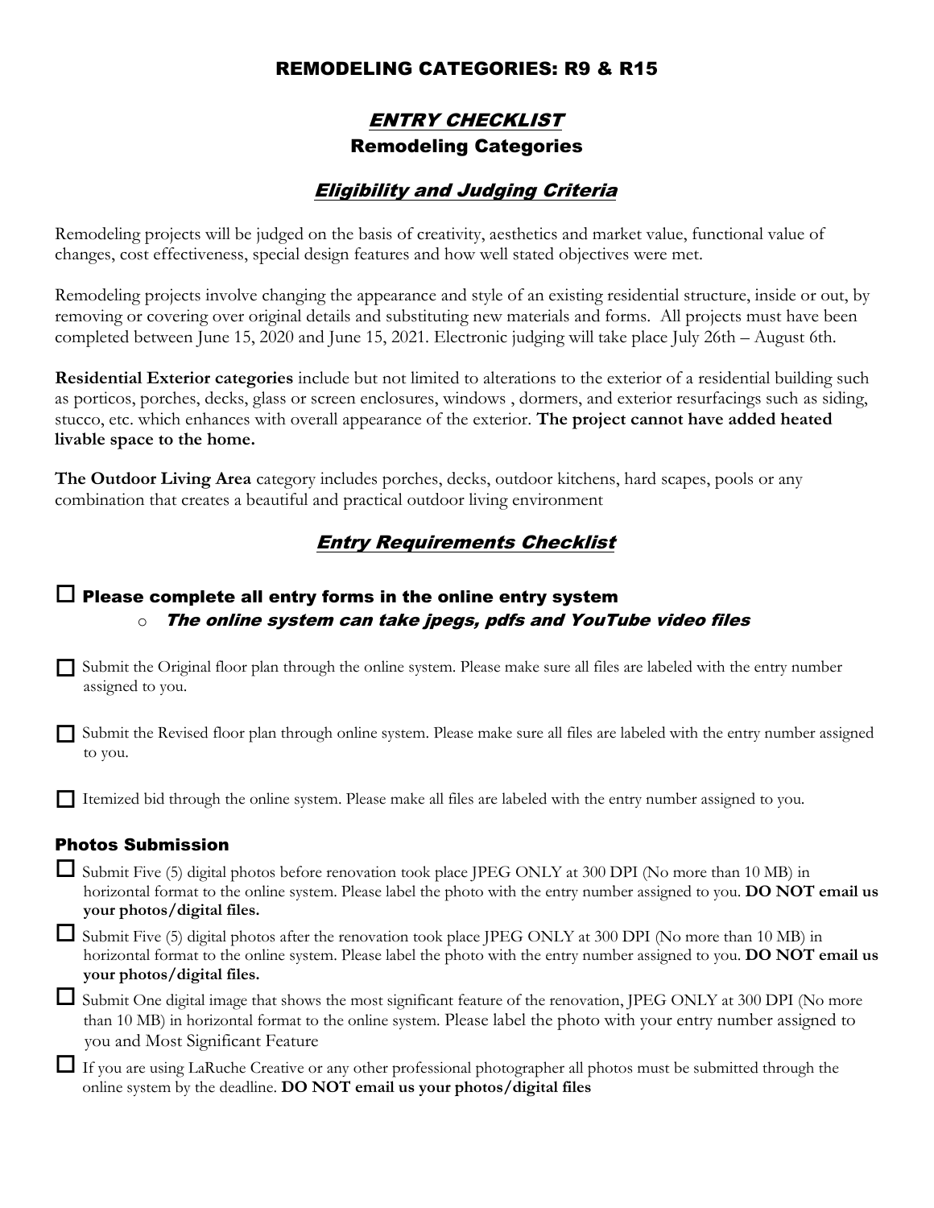# REMODELING CATEGORIES: R9 & R15

## *ENTRY CHECKLIST*

## Remodeling Categories

## *Eligibility and Judging Criteria*

Remodeling projects will be judged on the basis of creativity, aesthetics and market value, functional value of changes, cost effectiveness, special design features and how well stated objectives were met.

Remodeling projects involve changing the appearance and style of an existing residential structure, inside or out, by removing or covering over original details and substituting new materials and forms. All projects must have been completed between June 15, 2020 and June 15, 2021. Electronic judging will take place July 26th – August 6th.

**Residential Exterior categories** include but not limited to alterations to the exterior of a residential building such as porticos, porches, decks, glass or screen enclosures, windows , dormers, and exterior resurfacings such as siding, stucco, etc. which enhances with overall appearance of the exterior. **The project cannot have added heated livable space to the home.**

**The Outdoor Living Area** category includes porches, decks, outdoor kitchens, hard scapes, pools or any combination that creates a beautiful and practical outdoor living environment

## *Entry Requirements Checklist*

### ☐ Please complete all entry forms in the online entry system

- *The online system can take jpegs, pdfs and YouTube video files*

☐ Submit the Original floor plan through the online system. Please make sure all files are labeled with the entry number assigned to you.

☐ Submit the Revised floor plan through online system. Please make sure all files are labeled with the entry number assigned to you.

☐ Itemized bid through the online system. Please make all files are labeled with the entry number assigned to you.

### Photos Submission

☐ Submit Five (5) digital photos before renovation took place JPEG ONLY at 300 DPI (No more than 10 MB) in horizontal format to the online system. Please label the photo with the entry number assigned to you. **DO NOT email us your photos/digital files.**

☐ Submit Five (5) digital photos after the renovation took place JPEG ONLY at 300 DPI (No more than 10 MB) in horizontal format to the online system. Please label the photo with the entry number assigned to you. **DO NOT email us your photos/digital files.**

☐ Submit One digital image that shows the most significant feature of the renovation, JPEG ONLY at 300 DPI (No more than 10 MB) in horizontal format to the online system. Please label the photo with your entry number assigned to you and Most Significant Feature

☐ If you are using LaRuche Creative or any other professional photographer all photos must be submitted through the online system by the deadline. **DO NOT email us your photos/digital files**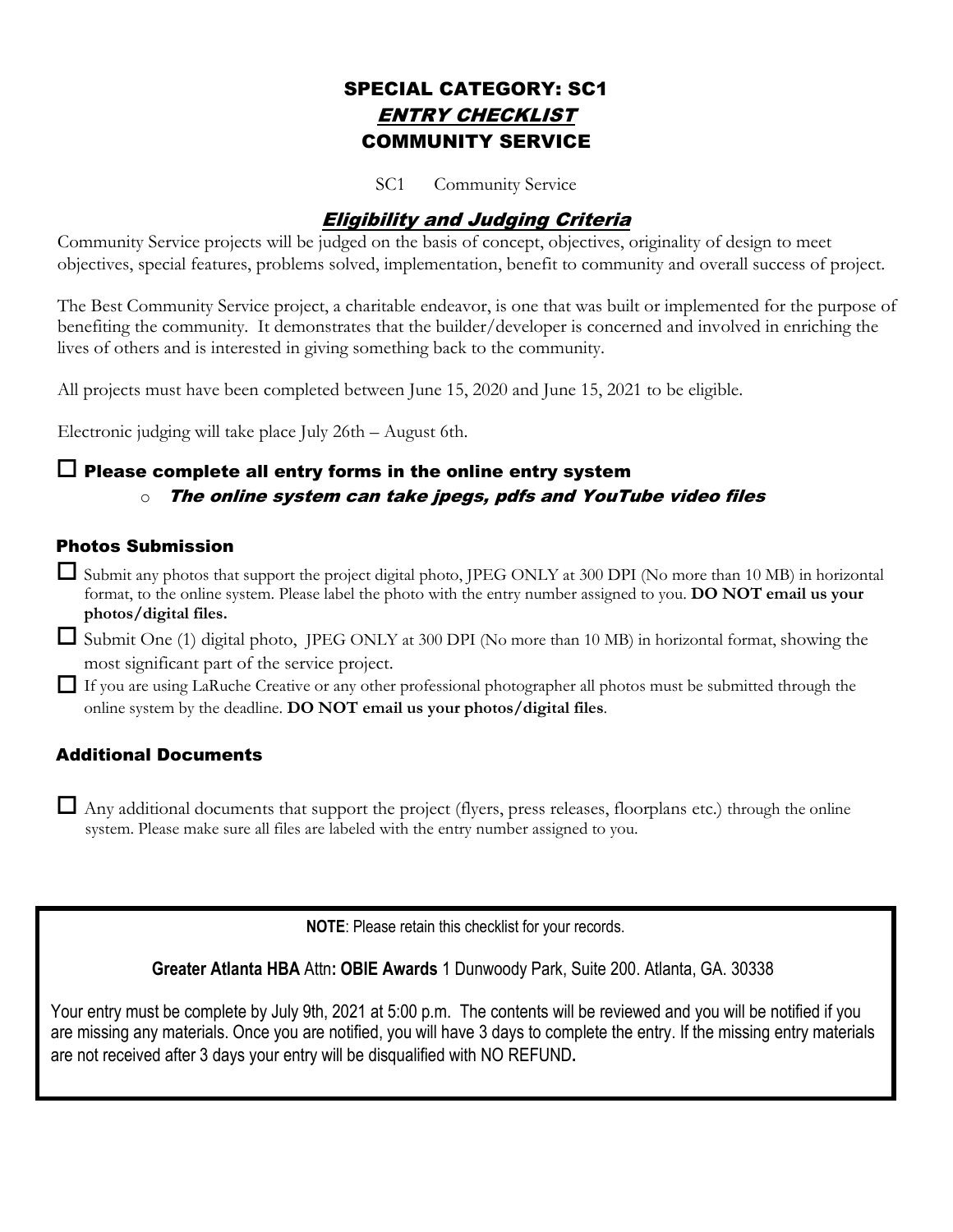# SPECIAL CATEGORY: SC1

## *ENTRY CHECKLIST*

## COMMUNITY SERVICE

SC1 Community Service

### *Eligibility and Judging Criteria*

Community Service projects will be judged on the basis of concept, objectives, originality of design to meet objectives, special features, problems solved, implementation, benefit to community and overall success of project.

The Best Community Service project, a charitable endeavor, is one that was built or implemented for the purpose of benefiting the community. It demonstrates that the builder/developer is concerned and involved in enriching the lives of others and is interested in giving something back to the community.

All projects must have been completed between June 15, 2020 and June 15, 2021 to be eligible.

Electronic judging will take place July 26th – August 6th.

### ☐ Please complete all entry forms in the online entry system

- ***The online system can take jpegs, pdfs and YouTube video files***

### Photos Submission

☐ Submit any photos that support the project digital photo, JPEG ONLY at 300 DPI (No more than 10 MB) in horizontal format, to the online system. Please label the photo with the entry number assigned to you. **DO NOT email us your photos/digital files.**

☐ Submit One (1) digital photo, JPEG ONLY at 300 DPI (No more than 10 MB) in horizontal format, showing the most significant part of the service project.

☐ If you are using LaRuche Creative or any other professional photographer all photos must be submitted through the online system by the deadline. **DO NOT email us your photos/digital files**.

### Additional Documents

☐ Any additional documents that support the project (flyers, press releases, floorplans etc.) through the online system. Please make sure all files are labeled with the entry number assigned to you.

---

**NOTE**: Please retain this checklist for your records.

**Greater Atlanta HBA** Attn**: OBIE Awards** 1 Dunwoody Park, Suite 200. Atlanta, GA. 30338

Your entry must be complete by July 9th, 2021 at 5:00 p.m. The contents will be reviewed and you will be notified if you are missing any materials. Once you are notified, you will have 3 days to complete the entry. If the missing entry materials are not received after 3 days your entry will be disqualified with NO REFUND**.**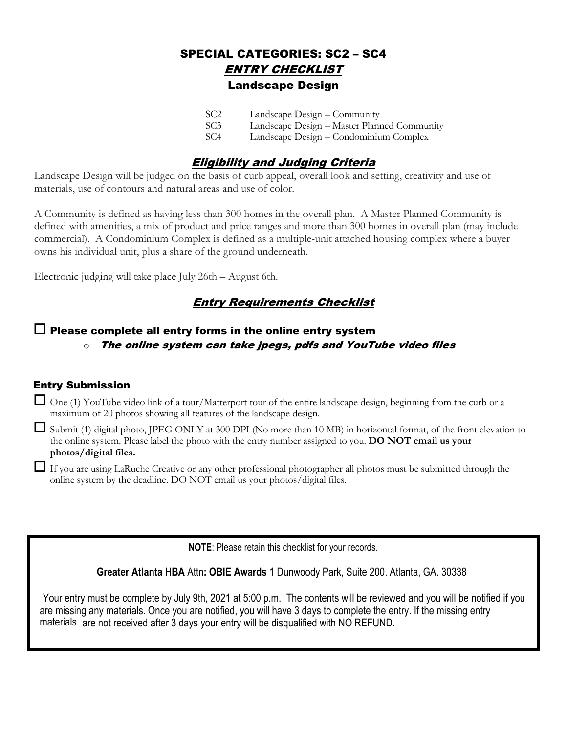# SPECIAL CATEGORIES: SC2 – SC4

## *ENTRY CHECKLIST*

## Landscape Design

| | |
|---|---|
| SC2 | Landscape Design – Community |
| SC3 | Landscape Design – Master Planned Community |
| SC4 | Landscape Design – Condominium Complex |

## *Eligibility and Judging Criteria*

Landscape Design will be judged on the basis of curb appeal, overall look and setting, creativity and use of materials, use of contours and natural areas and use of color.

A Community is defined as having less than 300 homes in the overall plan. A Master Planned Community is defined with amenities, a mix of product and price ranges and more than 300 homes in overall plan (may include commercial). A Condominium Complex is defined as a multiple-unit attached housing complex where a buyer owns his individual unit, plus a share of the ground underneath.

Electronic judging will take place July 26th – August 6th.

## *Entry Requirements Checklist*

☐ **Please complete all entry forms in the online entry system**

- ***The online system can take jpegs, pdfs and YouTube video files***

### Entry Submission

☐ One (1) YouTube video link of a tour/Matterport tour of the entire landscape design, beginning from the curb or a maximum of 20 photos showing all features of the landscape design.

☐ Submit (1) digital photo, JPEG ONLY at 300 DPI (No more than 10 MB) in horizontal format, of the front elevation to the online system. Please label the photo with the entry number assigned to you. **DO NOT email us your photos/digital files.**

☐ If you are using LaRuche Creative or any other professional photographer all photos must be submitted through the online system by the deadline. DO NOT email us your photos/digital files.

**NOTE**: Please retain this checklist for your records.

**Greater Atlanta HBA** Attn**: OBIE Awards** 1 Dunwoody Park, Suite 200. Atlanta, GA. 30338

Your entry must be complete by July 9th, 2021 at 5:00 p.m. The contents will be reviewed and you will be notified if you are missing any materials. Once you are notified, you will have 3 days to complete the entry. If the missing entry materials are not received after 3 days your entry will be disqualified with NO REFUND**.**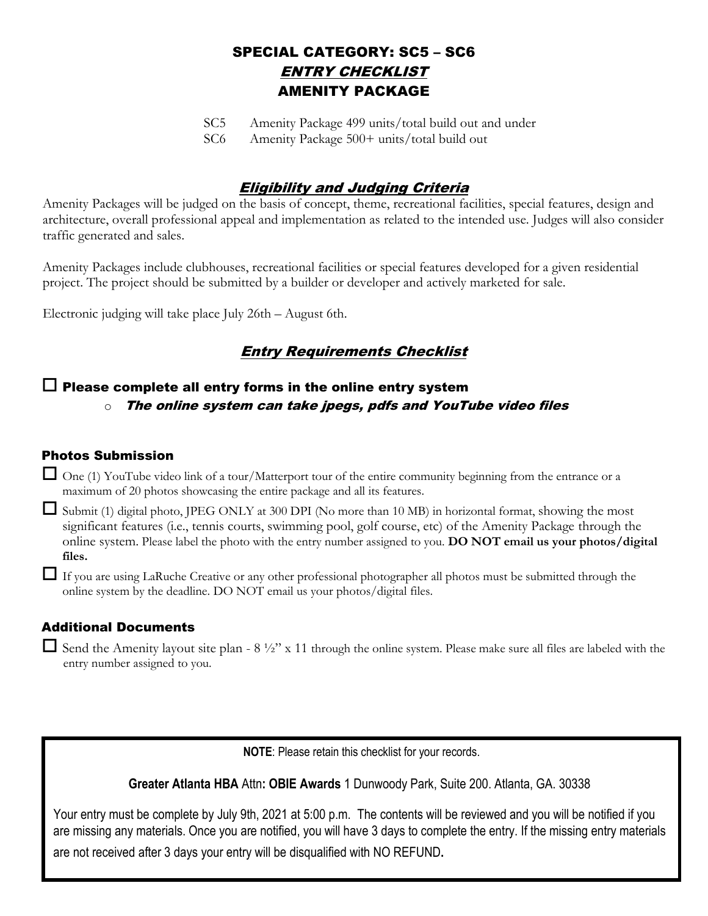# SPECIAL CATEGORY: SC5 – SC6

## *ENTRY CHECKLIST*

## AMENITY PACKAGE

SC5 Amenity Package 499 units/total build out and under
SC6 Amenity Package 500+ units/total build out

## *Eligibility and Judging Criteria*

Amenity Packages will be judged on the basis of concept, theme, recreational facilities, special features, design and architecture, overall professional appeal and implementation as related to the intended use. Judges will also consider traffic generated and sales.

Amenity Packages include clubhouses, recreational facilities or special features developed for a given residential project. The project should be submitted by a builder or developer and actively marketed for sale.

Electronic judging will take place July 26th – August 6th.

## *Entry Requirements Checklist*

- ☐ **Please complete all entry forms in the online entry system**
  - ***The online system can take jpegs, pdfs and YouTube video files***

### Photos Submission

- ☐ One (1) YouTube video link of a tour/Matterport tour of the entire community beginning from the entrance or a maximum of 20 photos showcasing the entire package and all its features.
- ☐ Submit (1) digital photo, JPEG ONLY at 300 DPI (No more than 10 MB) in horizontal format, showing the most significant features (i.e., tennis courts, swimming pool, golf course, etc) of the Amenity Package through the online system. Please label the photo with the entry number assigned to you. **DO NOT email us your photos/digital files.**
- ☐ If you are using LaRuche Creative or any other professional photographer all photos must be submitted through the online system by the deadline. DO NOT email us your photos/digital files.

### Additional Documents

- ☐ Send the Amenity layout site plan - 8 ½" x 11 through the online system. Please make sure all files are labeled with the entry number assigned to you.

---

**NOTE**: Please retain this checklist for your records.

**Greater Atlanta HBA** Attn**: OBIE Awards** 1 Dunwoody Park, Suite 200. Atlanta, GA. 30338

Your entry must be complete by July 9th, 2021 at 5:00 p.m. The contents will be reviewed and you will be notified if you are missing any materials. Once you are notified, you will have 3 days to complete the entry. If the missing entry materials are not received after 3 days your entry will be disqualified with NO REFUND.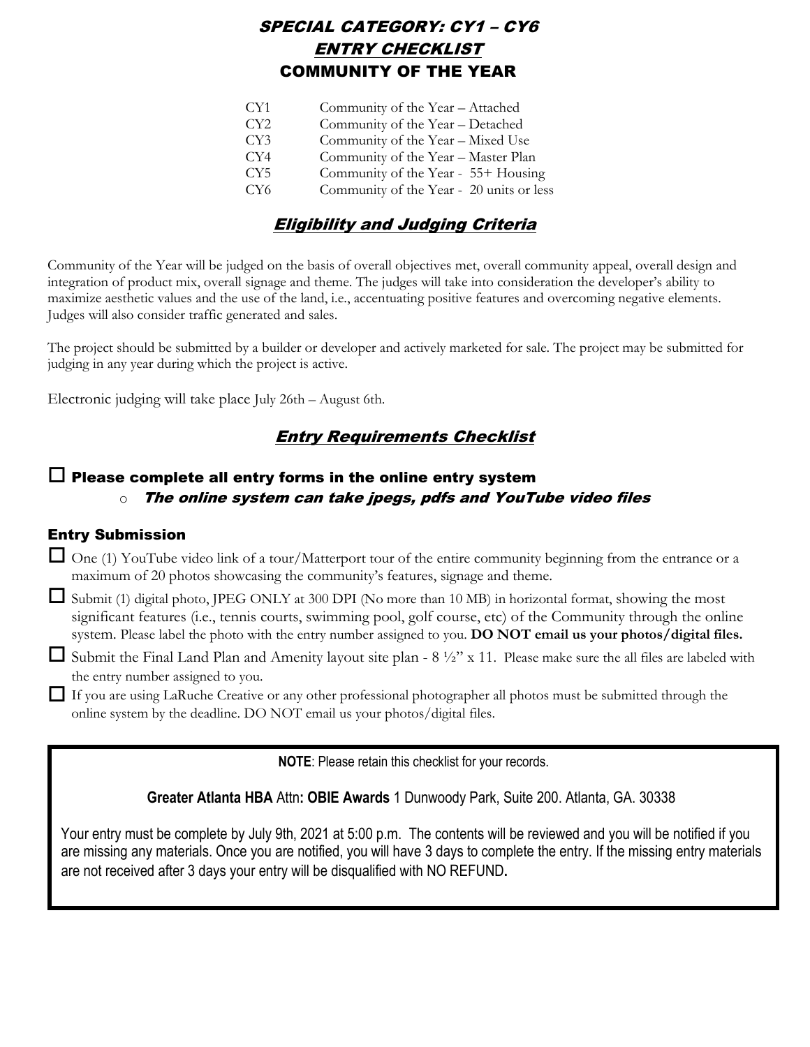# SPECIAL CATEGORY: CY1 – CY6

## ENTRY CHECKLIST

## COMMUNITY OF THE YEAR

| | |
|---|---|
| CY1 | Community of the Year – Attached |
| CY2 | Community of the Year – Detached |
| CY3 | Community of the Year – Mixed Use |
| CY4 | Community of the Year – Master Plan |
| CY5 | Community of the Year - 55+ Housing |
| CY6 | Community of the Year - 20 units or less |

## Eligibility and Judging Criteria

Community of the Year will be judged on the basis of overall objectives met, overall community appeal, overall design and integration of product mix, overall signage and theme. The judges will take into consideration the developer's ability to maximize aesthetic values and the use of the land, i.e., accentuating positive features and overcoming negative elements. Judges will also consider traffic generated and sales.

The project should be submitted by a builder or developer and actively marketed for sale. The project may be submitted for judging in any year during which the project is active.

Electronic judging will take place July 26th – August 6th.

## Entry Requirements Checklist

### ☐ Please complete all entry forms in the online entry system

- *The online system can take jpegs, pdfs and YouTube video files*

### Entry Submission

- ☐ One (1) YouTube video link of a tour/Matterport tour of the entire community beginning from the entrance or a maximum of 20 photos showcasing the community's features, signage and theme.
- ☐ Submit (1) digital photo, JPEG ONLY at 300 DPI (No more than 10 MB) in horizontal format, showing the most significant features (i.e., tennis courts, swimming pool, golf course, etc) of the Community through the online system. Please label the photo with the entry number assigned to you. **DO NOT email us your photos/digital files.**
- ☐ Submit the Final Land Plan and Amenity layout site plan - 8 ½" x 11. Please make sure the all files are labeled with the entry number assigned to you.
- ☐ If you are using LaRuche Creative or any other professional photographer all photos must be submitted through the online system by the deadline. DO NOT email us your photos/digital files.

**NOTE**: Please retain this checklist for your records.

**Greater Atlanta HBA** Attn**: OBIE Awards** 1 Dunwoody Park, Suite 200. Atlanta, GA. 30338

Your entry must be complete by July 9th, 2021 at 5:00 p.m. The contents will be reviewed and you will be notified if you are missing any materials. Once you are notified, you will have 3 days to complete the entry. If the missing entry materials are not received after 3 days your entry will be disqualified with NO REFUND**.**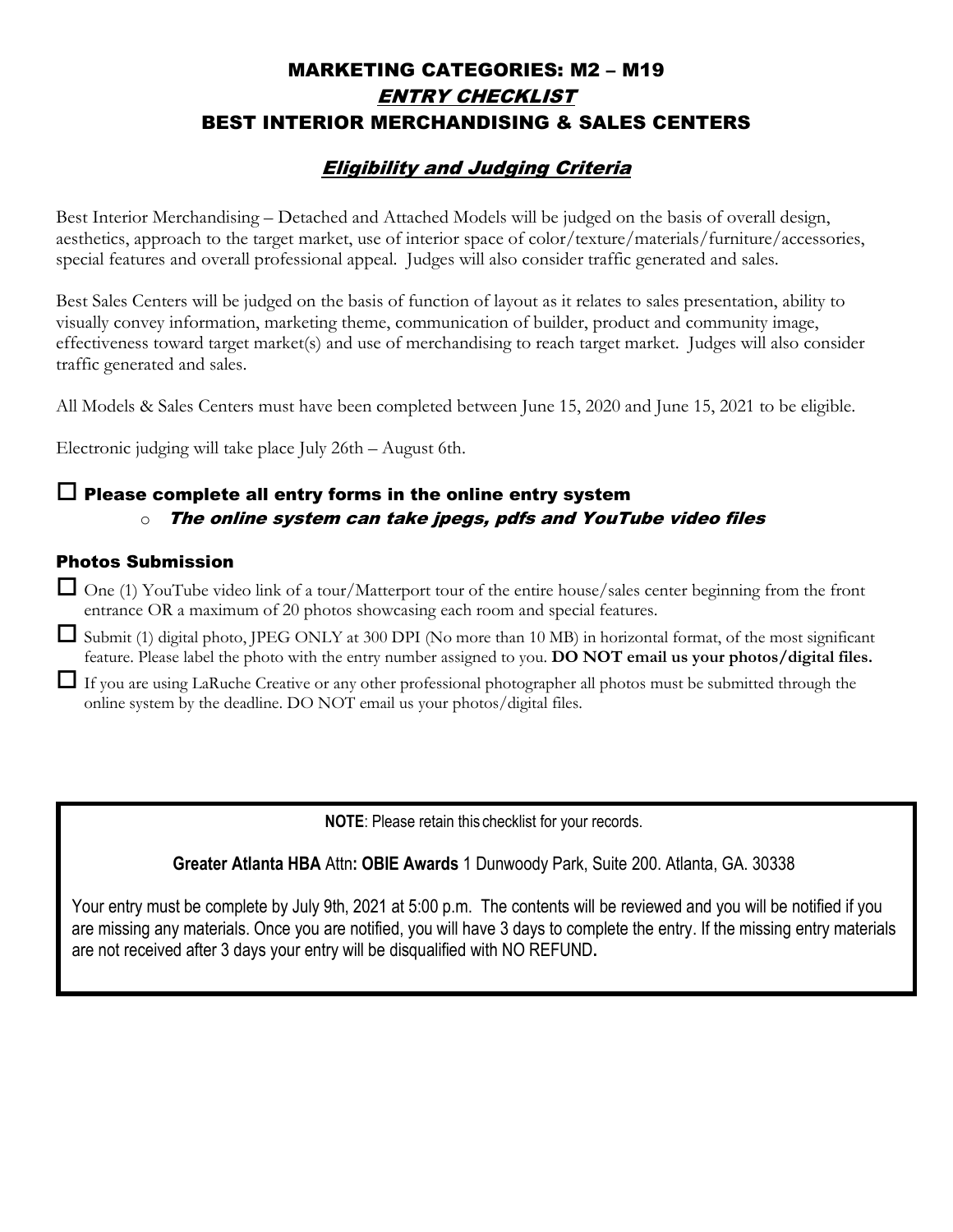# MARKETING CATEGORIES: M2 – M19

## *ENTRY CHECKLIST*

## BEST INTERIOR MERCHANDISING & SALES CENTERS

### *Eligibility and Judging Criteria*

Best Interior Merchandising – Detached and Attached Models will be judged on the basis of overall design, aesthetics, approach to the target market, use of interior space of color/texture/materials/furniture/accessories, special features and overall professional appeal. Judges will also consider traffic generated and sales.

Best Sales Centers will be judged on the basis of function of layout as it relates to sales presentation, ability to visually convey information, marketing theme, communication of builder, product and community image, effectiveness toward target market(s) and use of merchandising to reach target market. Judges will also consider traffic generated and sales.

All Models & Sales Centers must have been completed between June 15, 2020 and June 15, 2021 to be eligible.

Electronic judging will take place July 26th – August 6th.

☐ **Please complete all entry forms in the online entry system**
- ***The online system can take jpegs, pdfs and YouTube video files***

### Photos Submission

☐ One (1) YouTube video link of a tour/Matterport tour of the entire house/sales center beginning from the front entrance OR a maximum of 20 photos showcasing each room and special features.

☐ Submit (1) digital photo, JPEG ONLY at 300 DPI (No more than 10 MB) in horizontal format, of the most significant feature. Please label the photo with the entry number assigned to you. **DO NOT email us your photos/digital files.**

☐ If you are using LaRuche Creative or any other professional photographer all photos must be submitted through the online system by the deadline. DO NOT email us your photos/digital files.

---

**NOTE**: Please retain this checklist for your records.

**Greater Atlanta HBA** Attn**: OBIE Awards** 1 Dunwoody Park, Suite 200. Atlanta, GA. 30338

Your entry must be complete by July 9th, 2021 at 5:00 p.m. The contents will be reviewed and you will be notified if you are missing any materials. Once you are notified, you will have 3 days to complete the entry. If the missing entry materials are not received after 3 days your entry will be disqualified with NO REFUND**.**

---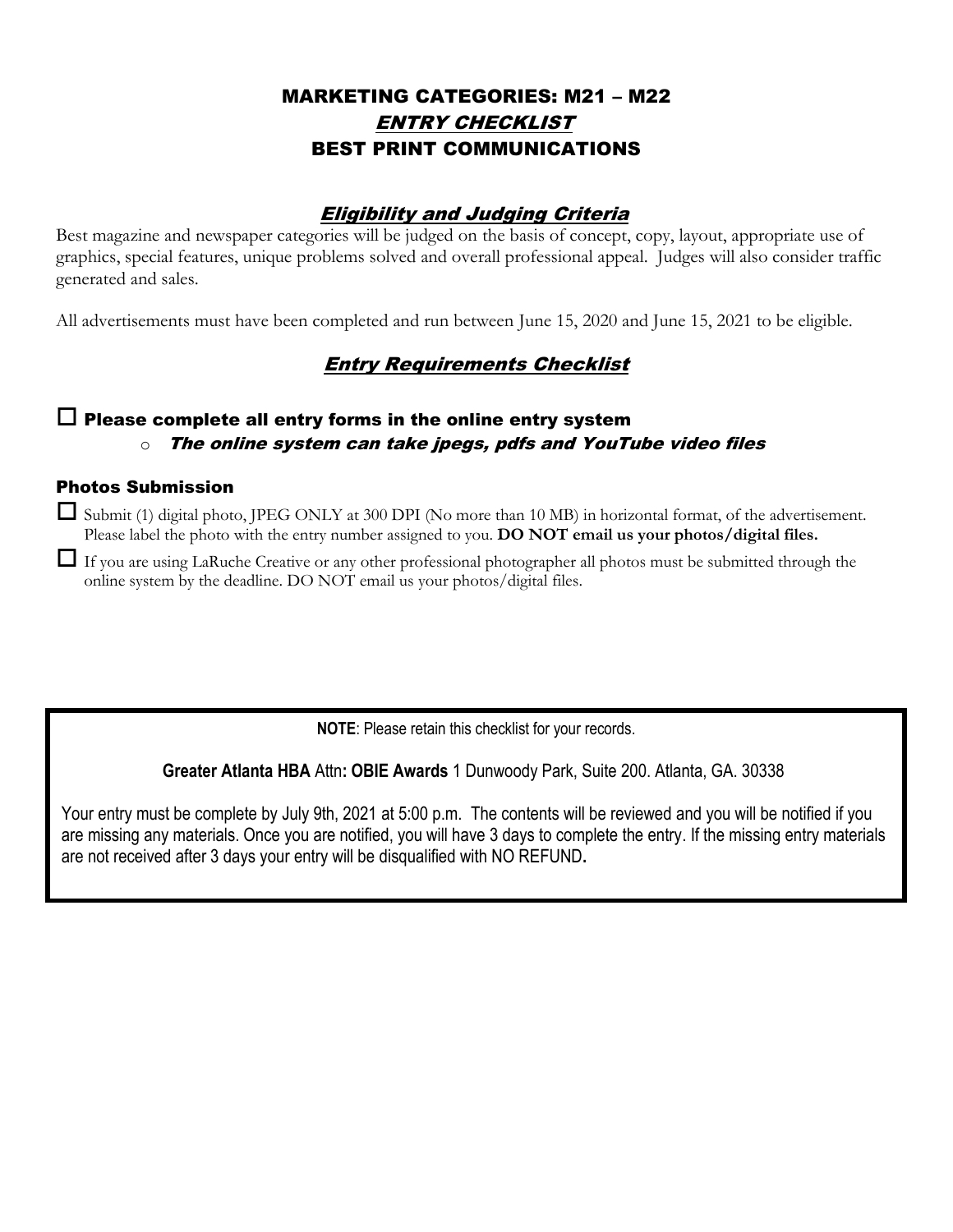# MARKETING CATEGORIES: M21 – M22

## *ENTRY CHECKLIST*

## BEST PRINT COMMUNICATIONS

### *Eligibility and Judging Criteria*

Best magazine and newspaper categories will be judged on the basis of concept, copy, layout, appropriate use of graphics, special features, unique problems solved and overall professional appeal. Judges will also consider traffic generated and sales.

All advertisements must have been completed and run between June 15, 2020 and June 15, 2021 to be eligible.

### *Entry Requirements Checklist*

☐ **Please complete all entry forms in the online entry system**

- ***The online system can take jpegs, pdfs and YouTube video files***

#### Photos Submission

☐ Submit (1) digital photo, JPEG ONLY at 300 DPI (No more than 10 MB) in horizontal format, of the advertisement. Please label the photo with the entry number assigned to you. **DO NOT email us your photos/digital files.**

☐ If you are using LaRuche Creative or any other professional photographer all photos must be submitted through the online system by the deadline. DO NOT email us your photos/digital files.

---

**NOTE**: Please retain this checklist for your records.

**Greater Atlanta HBA** Attn**: OBIE Awards** 1 Dunwoody Park, Suite 200. Atlanta, GA. 30338

Your entry must be complete by July 9th, 2021 at 5:00 p.m. The contents will be reviewed and you will be notified if you are missing any materials. Once you are notified, you will have 3 days to complete the entry. If the missing entry materials are not received after 3 days your entry will be disqualified with NO REFUND**.**

---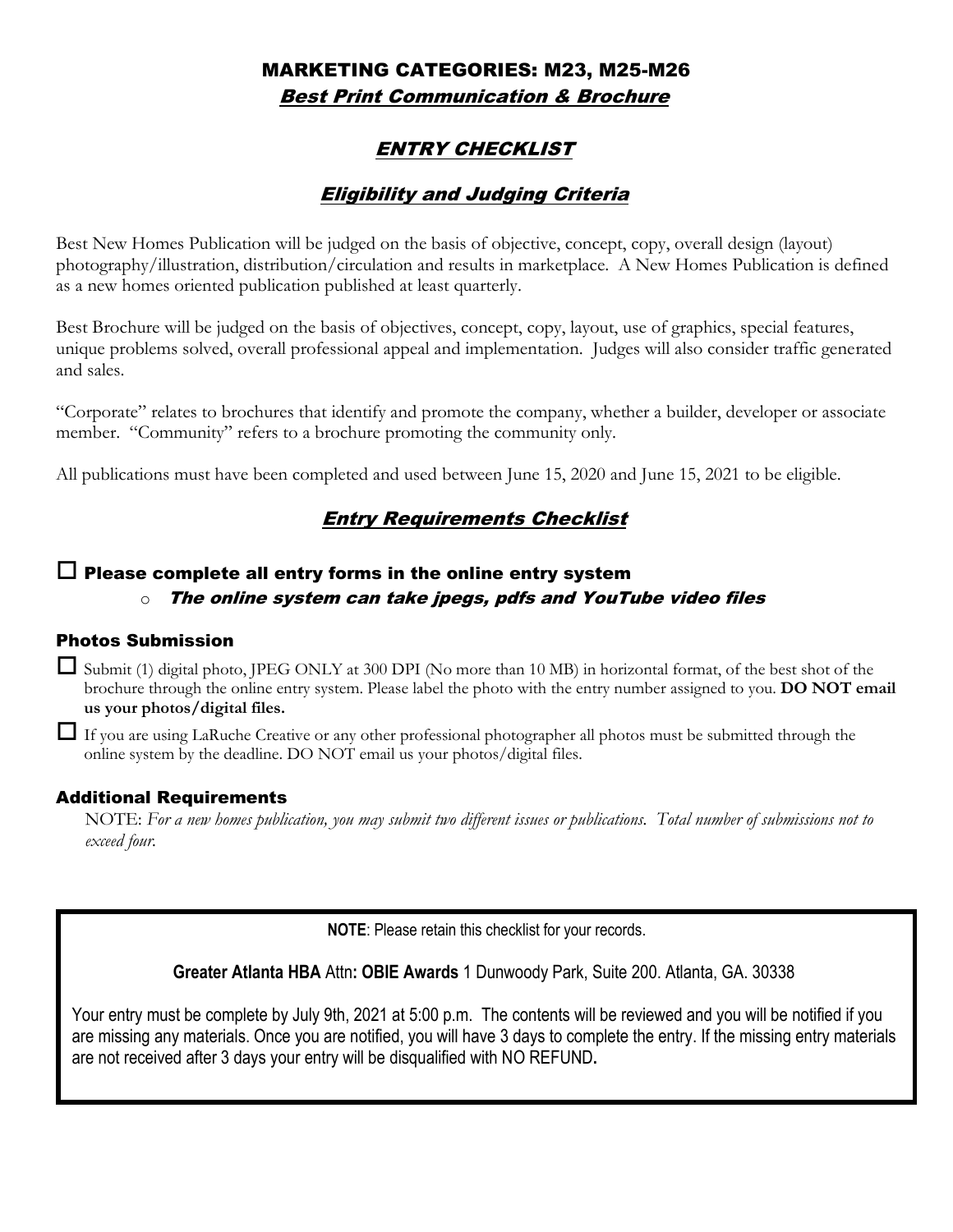# MARKETING CATEGORIES: M23, M25-M26

## *Best Print Communication & Brochure*

## *ENTRY CHECKLIST*

### *Eligibility and Judging Criteria*

Best New Homes Publication will be judged on the basis of objective, concept, copy, overall design (layout) photography/illustration, distribution/circulation and results in marketplace. A New Homes Publication is defined as a new homes oriented publication published at least quarterly.

Best Brochure will be judged on the basis of objectives, concept, copy, layout, use of graphics, special features, unique problems solved, overall professional appeal and implementation. Judges will also consider traffic generated and sales.

"Corporate" relates to brochures that identify and promote the company, whether a builder, developer or associate member. "Community" refers to a brochure promoting the community only.

All publications must have been completed and used between June 15, 2020 and June 15, 2021 to be eligible.

### *Entry Requirements Checklist*

☐ **Please complete all entry forms in the online entry system**

- ***The online system can take jpegs, pdfs and YouTube video files***

### Photos Submission

☐ Submit (1) digital photo, JPEG ONLY at 300 DPI (No more than 10 MB) in horizontal format, of the best shot of the brochure through the online entry system. Please label the photo with the entry number assigned to you. **DO NOT email us your photos/digital files.**

☐ If you are using LaRuche Creative or any other professional photographer all photos must be submitted through the online system by the deadline. DO NOT email us your photos/digital files.

### Additional Requirements

NOTE: *For a new homes publication, you may submit two different issues or publications. Total number of submissions not to exceed four.*

---

**NOTE**: Please retain this checklist for your records.

**Greater Atlanta HBA** Attn**: OBIE Awards** 1 Dunwoody Park, Suite 200. Atlanta, GA. 30338

Your entry must be complete by July 9th, 2021 at 5:00 p.m. The contents will be reviewed and you will be notified if you are missing any materials. Once you are notified, you will have 3 days to complete the entry. If the missing entry materials are not received after 3 days your entry will be disqualified with NO REFUND**.**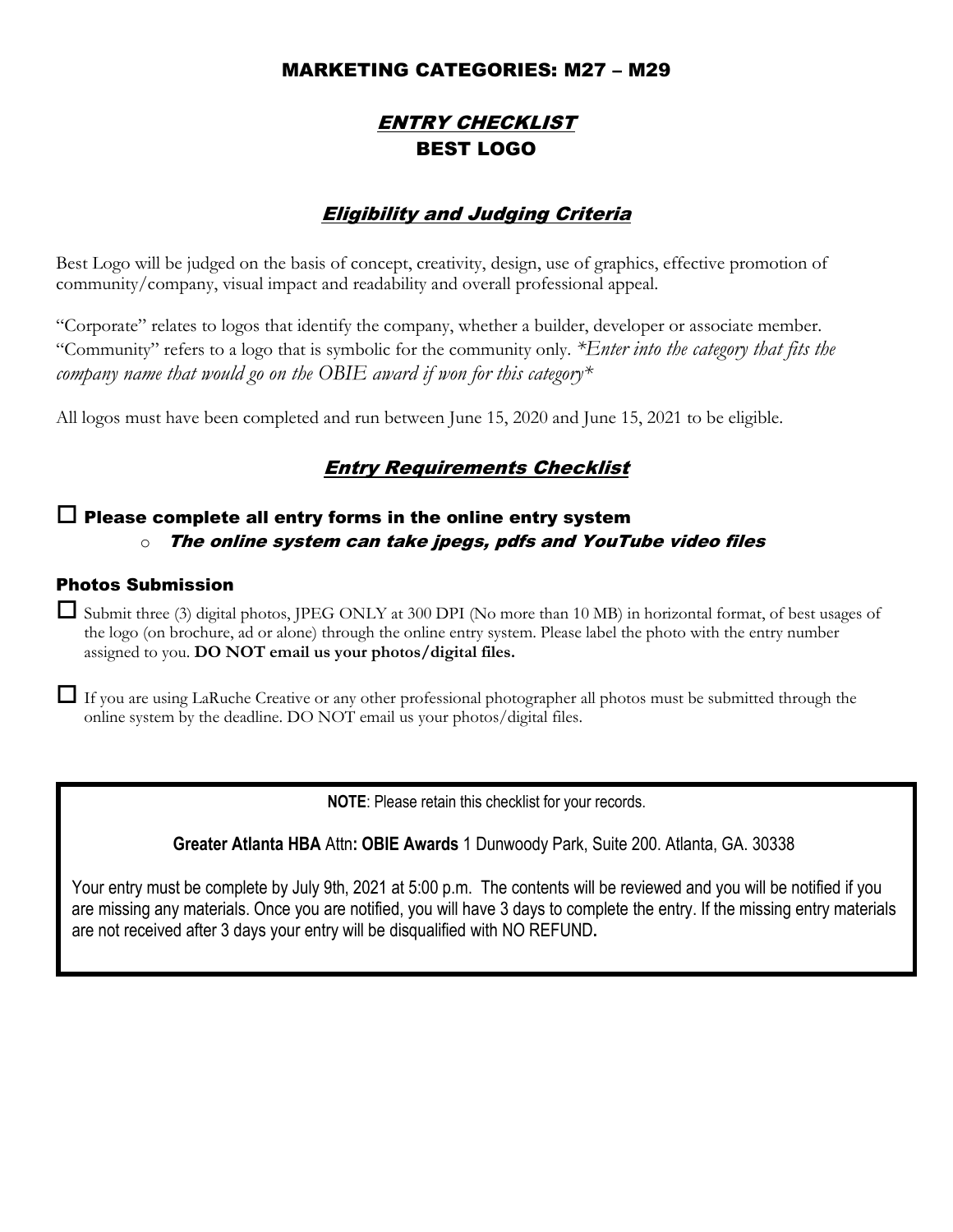## MARKETING CATEGORIES: M27 – M29

## *ENTRY CHECKLIST*
## BEST LOGO

### *Eligibility and Judging Criteria*

Best Logo will be judged on the basis of concept, creativity, design, use of graphics, effective promotion of community/company, visual impact and readability and overall professional appeal.

"Corporate" relates to logos that identify the company, whether a builder, developer or associate member. "Community" refers to a logo that is symbolic for the community only. *\*Enter into the category that fits the company name that would go on the OBIE award if won for this category\**

All logos must have been completed and run between June 15, 2020 and June 15, 2021 to be eligible.

### *Entry Requirements Checklist*

☐ **Please complete all entry forms in the online entry system**
- ***The online system can take jpegs, pdfs and YouTube video files***

#### Photos Submission

☐ Submit three (3) digital photos, JPEG ONLY at 300 DPI (No more than 10 MB) in horizontal format, of best usages of the logo (on brochure, ad or alone) through the online entry system. Please label the photo with the entry number assigned to you. **DO NOT email us your photos/digital files.**

☐ If you are using LaRuche Creative or any other professional photographer all photos must be submitted through the online system by the deadline. DO NOT email us your photos/digital files.

---

**NOTE**: Please retain this checklist for your records.

**Greater Atlanta HBA** Attn**: OBIE Awards** 1 Dunwoody Park, Suite 200. Atlanta, GA. 30338

Your entry must be complete by July 9th, 2021 at 5:00 p.m. The contents will be reviewed and you will be notified if you are missing any materials. Once you are notified, you will have 3 days to complete the entry. If the missing entry materials are not received after 3 days your entry will be disqualified with NO REFUND**.**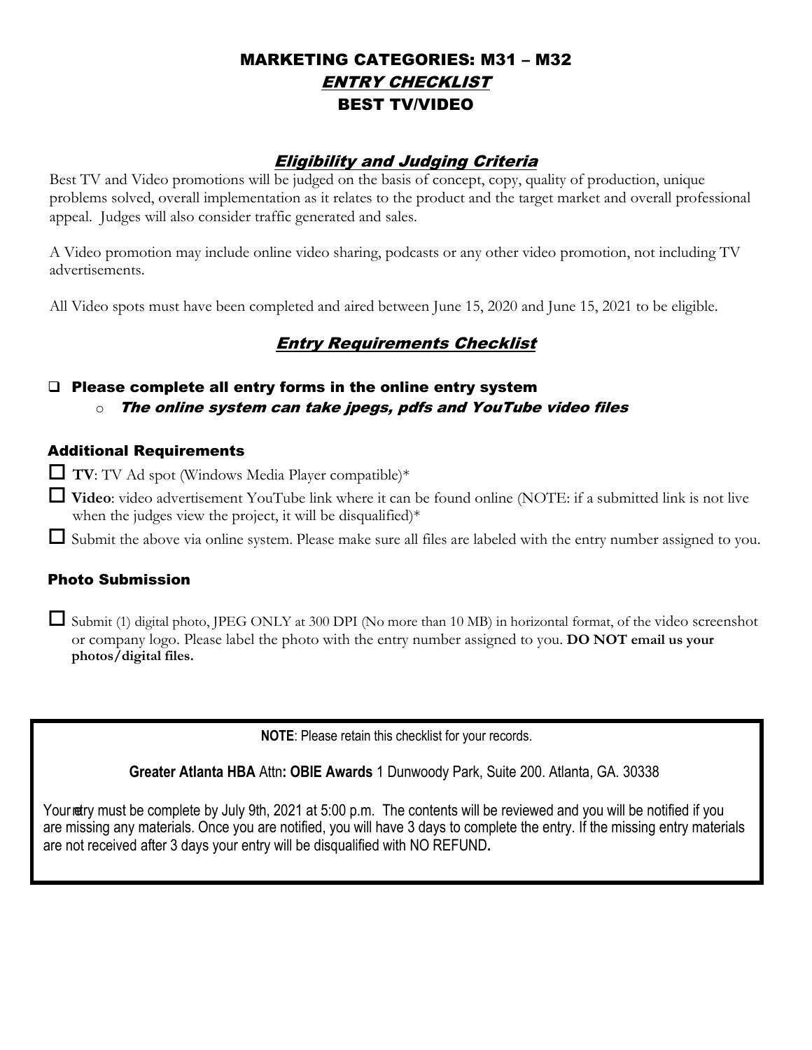# MARKETING CATEGORIES: M31 – M32

## *ENTRY CHECKLIST*

## BEST TV/VIDEO

### *Eligibility and Judging Criteria*

Best TV and Video promotions will be judged on the basis of concept, copy, quality of production, unique problems solved, overall implementation as it relates to the product and the target market and overall professional appeal. Judges will also consider traffic generated and sales.

A Video promotion may include online video sharing, podcasts or any other video promotion, not including TV advertisements.

All Video spots must have been completed and aired between June 15, 2020 and June 15, 2021 to be eligible.

### *Entry Requirements Checklist*

- ☐ **Please complete all entry forms in the online entry system**
  - ***The online system can take jpegs, pdfs and YouTube video files***

### Additional Requirements

- ☐ **TV**: TV Ad spot (Windows Media Player compatible)*
- ☐ **Video**: video advertisement YouTube link where it can be found online (NOTE: if a submitted link is not live when the judges view the project, it will be disqualified)*
- ☐ Submit the above via online system. Please make sure all files are labeled with the entry number assigned to you.

### Photo Submission

- ☐ Submit (1) digital photo, JPEG ONLY at 300 DPI (No more than 10 MB) in horizontal format, of the video screenshot or company logo. Please label the photo with the entry number assigned to you. **DO NOT email us your photos/digital files.**

---

**NOTE**: Please retain this checklist for your records.

**Greater Atlanta HBA** Attn**: OBIE Awards** 1 Dunwoody Park, Suite 200. Atlanta, GA. 30338

Your entry must be complete by July 9th, 2021 at 5:00 p.m. The contents will be reviewed and you will be notified if you are missing any materials. Once you are notified, you will have 3 days to complete the entry. If the missing entry materials are not received after 3 days your entry will be disqualified with NO REFUND**.**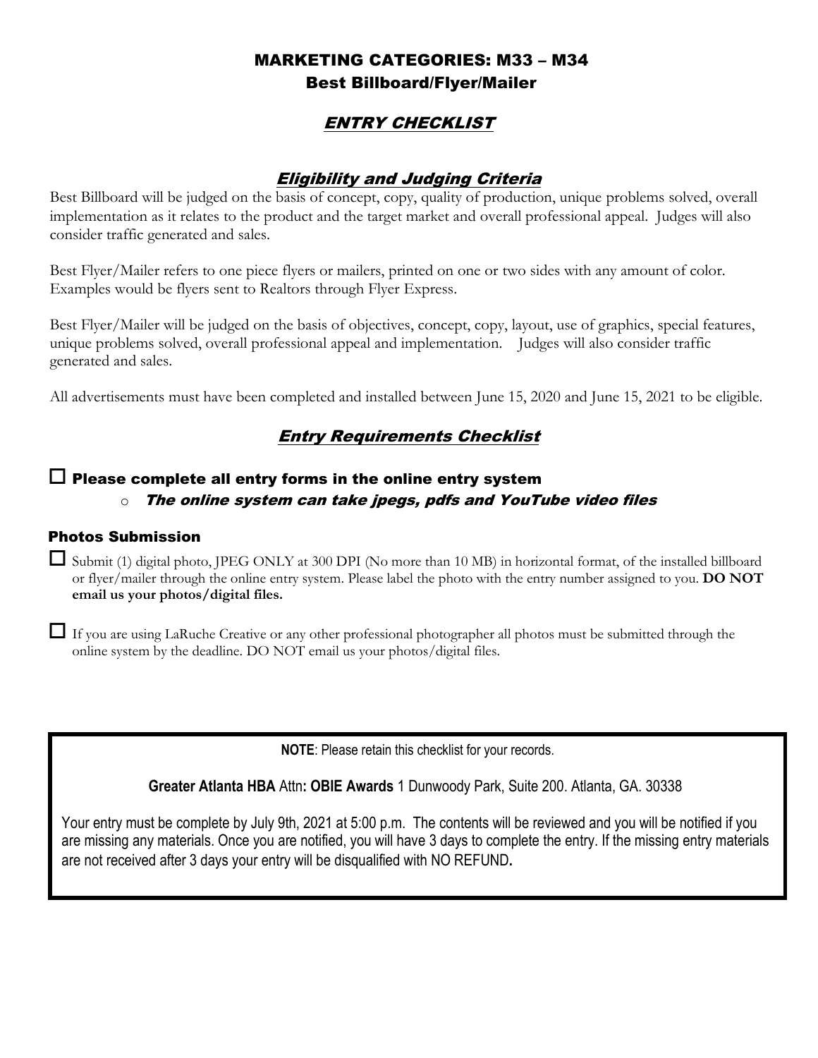# MARKETING CATEGORIES: M33 – M34

## Best Billboard/Flyer/Mailer

## *ENTRY CHECKLIST*

### *Eligibility and Judging Criteria*

Best Billboard will be judged on the basis of concept, copy, quality of production, unique problems solved, overall implementation as it relates to the product and the target market and overall professional appeal. Judges will also consider traffic generated and sales.

Best Flyer/Mailer refers to one piece flyers or mailers, printed on one or two sides with any amount of color. Examples would be flyers sent to Realtors through Flyer Express.

Best Flyer/Mailer will be judged on the basis of objectives, concept, copy, layout, use of graphics, special features, unique problems solved, overall professional appeal and implementation. Judges will also consider traffic generated and sales.

All advertisements must have been completed and installed between June 15, 2020 and June 15, 2021 to be eligible.

### *Entry Requirements Checklist*

☐ **Please complete all entry forms in the online entry system**

- ***The online system can take jpegs, pdfs and YouTube video files***

#### Photos Submission

☐ Submit (1) digital photo, JPEG ONLY at 300 DPI (No more than 10 MB) in horizontal format, of the installed billboard or flyer/mailer through the online entry system. Please label the photo with the entry number assigned to you. **DO NOT email us your photos/digital files.**

☐ If you are using LaRuche Creative or any other professional photographer all photos must be submitted through the online system by the deadline. DO NOT email us your photos/digital files.

**NOTE**: Please retain this checklist for your records.

**Greater Atlanta HBA** Attn**: OBIE Awards** 1 Dunwoody Park, Suite 200. Atlanta, GA. 30338

Your entry must be complete by July 9th, 2021 at 5:00 p.m. The contents will be reviewed and you will be notified if you are missing any materials. Once you are notified, you will have 3 days to complete the entry. If the missing entry materials are not received after 3 days your entry will be disqualified with NO REFUND**.**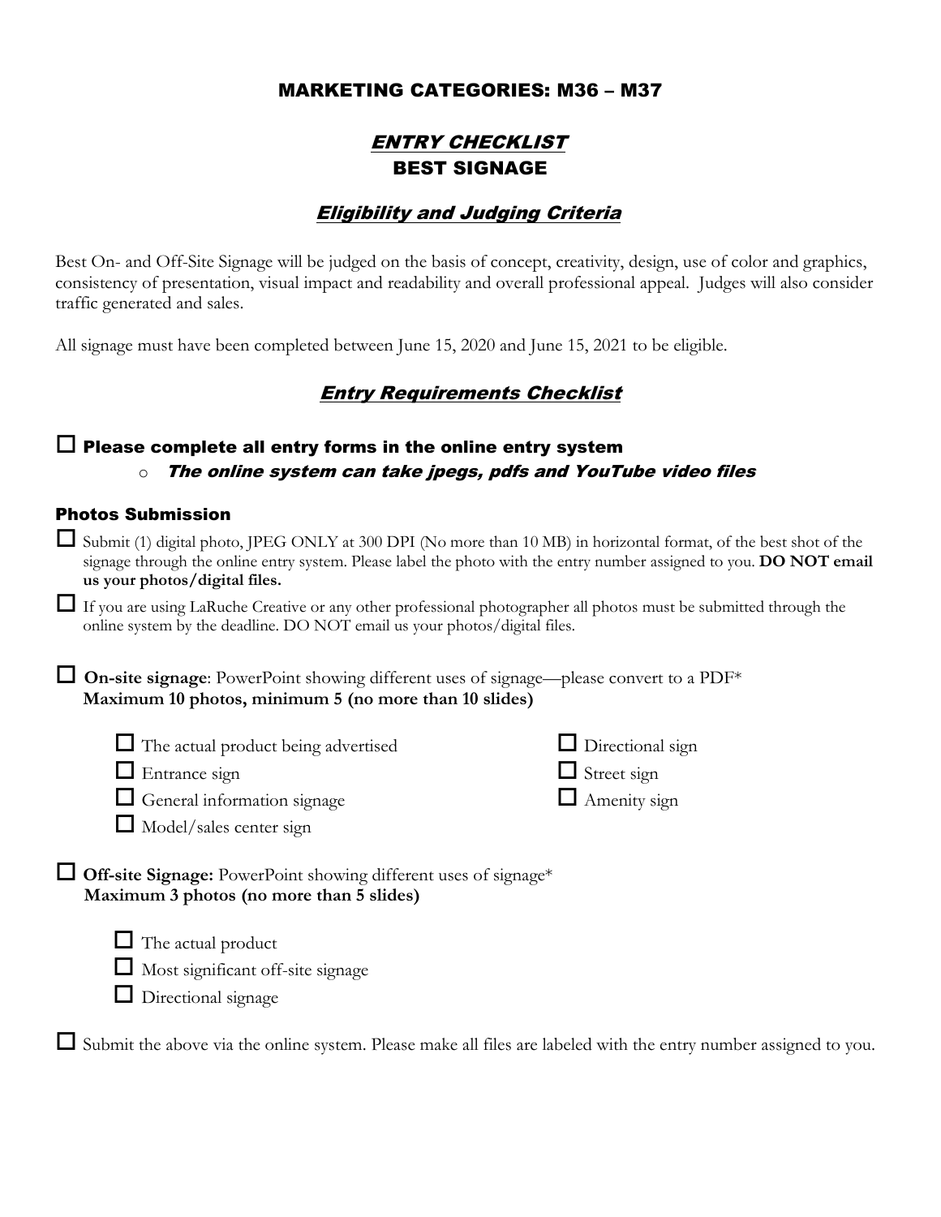# MARKETING CATEGORIES: M36 – M37

## *ENTRY CHECKLIST*
## BEST SIGNAGE

### *Eligibility and Judging Criteria*

Best On- and Off-Site Signage will be judged on the basis of concept, creativity, design, use of color and graphics, consistency of presentation, visual impact and readability and overall professional appeal. Judges will also consider traffic generated and sales.

All signage must have been completed between June 15, 2020 and June 15, 2021 to be eligible.

### *Entry Requirements Checklist*

☐ **Please complete all entry forms in the online entry system**
- ***The online system can take jpegs, pdfs and YouTube video files***

#### Photos Submission

☐ Submit (1) digital photo, JPEG ONLY at 300 DPI (No more than 10 MB) in horizontal format, of the best shot of the signage through the online entry system. Please label the photo with the entry number assigned to you. **DO NOT email us your photos/digital files.**

☐ If you are using LaRuche Creative or any other professional photographer all photos must be submitted through the online system by the deadline. DO NOT email us your photos/digital files.

☐ **On-site signage**: PowerPoint showing different uses of signage—please convert to a PDF*
**Maximum 10 photos, minimum 5 (no more than 10 slides)**

- ☐ The actual product being advertised
- ☐ Entrance sign
- ☐ General information signage
- ☐ Model/sales center sign
- ☐ Directional sign
- ☐ Street sign
- ☐ Amenity sign

☐ **Off-site Signage:** PowerPoint showing different uses of signage*
**Maximum 3 photos (no more than 5 slides)**

- ☐ The actual product
- ☐ Most significant off-site signage
- ☐ Directional signage

☐ Submit the above via the online system. Please make all files are labeled with the entry number assigned to you.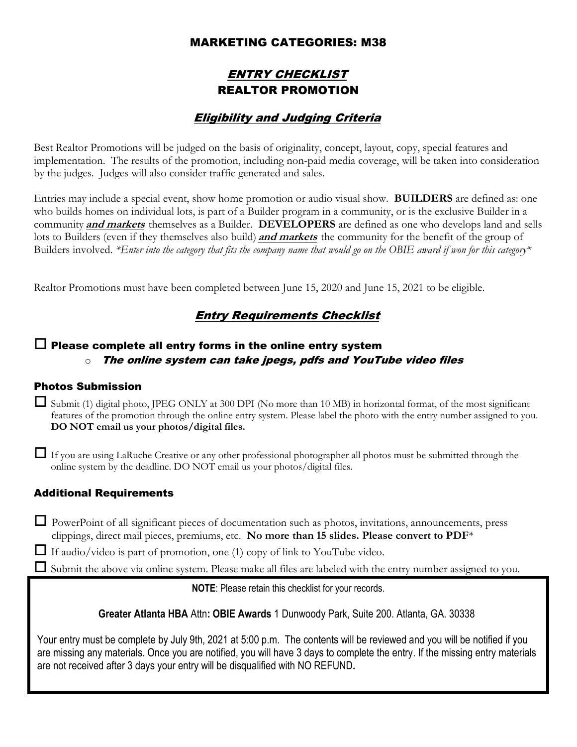## MARKETING CATEGORIES: M38

# *ENTRY CHECKLIST*
# REALTOR PROMOTION

## *Eligibility and Judging Criteria*

Best Realtor Promotions will be judged on the basis of originality, concept, layout, copy, special features and implementation. The results of the promotion, including non-paid media coverage, will be taken into consideration by the judges. Judges will also consider traffic generated and sales.

Entries may include a special event, show home promotion or audio visual show. **BUILDERS** are defined as: one who builds homes on individual lots, is part of a Builder program in a community, or is the exclusive Builder in a community ***and markets*** themselves as a Builder. **DEVELOPERS** are defined as one who develops land and sells lots to Builders (even if they themselves also build) ***and markets*** the community for the benefit of the group of Builders involved. *\*Enter into the category that fits the company name that would go on the OBIE award if won for this category\**

Realtor Promotions must have been completed between June 15, 2020 and June 15, 2021 to be eligible.

## *Entry Requirements Checklist*

### ☐ Please complete all entry forms in the online entry system

- ***The online system can take jpegs, pdfs and YouTube video files***

### Photos Submission

☐ Submit (1) digital photo, JPEG ONLY at 300 DPI (No more than 10 MB) in horizontal format, of the most significant features of the promotion through the online entry system. Please label the photo with the entry number assigned to you. **DO NOT email us your photos/digital files.**

☐ If you are using LaRuche Creative or any other professional photographer all photos must be submitted through the online system by the deadline. DO NOT email us your photos/digital files.

### Additional Requirements

☐ PowerPoint of all significant pieces of documentation such as photos, invitations, announcements, press clippings, direct mail pieces, premiums, etc. **No more than 15 slides. Please convert to PDF**\*

☐ If audio/video is part of promotion, one (1) copy of link to YouTube video.

☐ Submit the above via online system. Please make all files are labeled with the entry number assigned to you.

**NOTE**: Please retain this checklist for your records.

**Greater Atlanta HBA** Attn**: OBIE Awards** 1 Dunwoody Park, Suite 200. Atlanta, GA. 30338

Your entry must be complete by July 9th, 2021 at 5:00 p.m. The contents will be reviewed and you will be notified if you are missing any materials. Once you are notified, you will have 3 days to complete the entry. If the missing entry materials are not received after 3 days your entry will be disqualified with NO REFUND**.**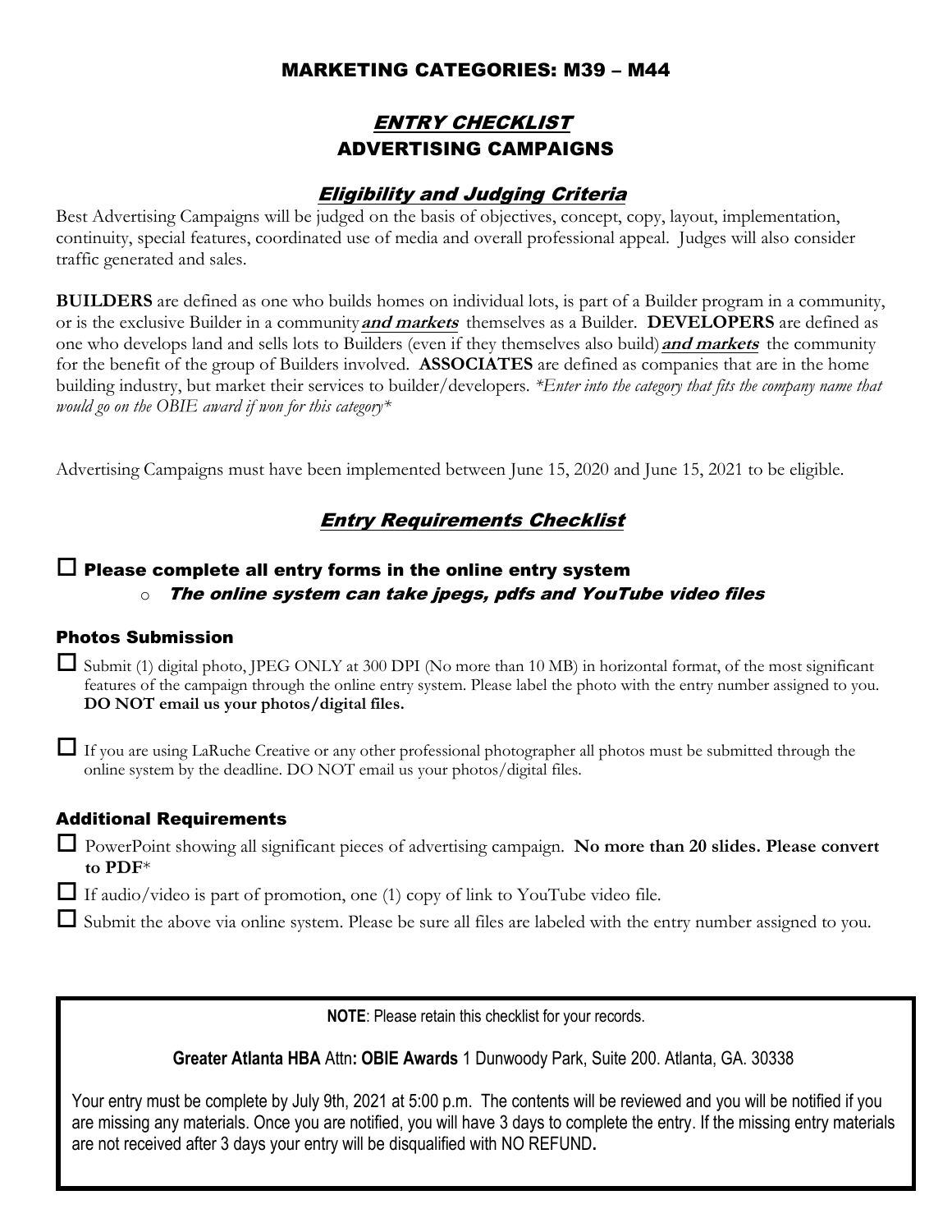# MARKETING CATEGORIES: M39 – M44

## *ENTRY CHECKLIST*
## ADVERTISING CAMPAIGNS

### *Eligibility and Judging Criteria*

Best Advertising Campaigns will be judged on the basis of objectives, concept, copy, layout, implementation, continuity, special features, coordinated use of media and overall professional appeal. Judges will also consider traffic generated and sales.

**BUILDERS** are defined as one who builds homes on individual lots, is part of a Builder program in a community, or is the exclusive Builder in a community ***and markets*** themselves as a Builder. **DEVELOPERS** are defined as one who develops land and sells lots to Builders (even if they themselves also build) ***and markets*** the community for the benefit of the group of Builders involved. **ASSOCIATES** are defined as companies that are in the home building industry, but market their services to builder/developers. *\*Enter into the category that fits the company name that would go on the OBIE award if won for this category\**

Advertising Campaigns must have been implemented between June 15, 2020 and June 15, 2021 to be eligible.

### *Entry Requirements Checklist*

☐ **Please complete all entry forms in the online entry system**
- ***The online system can take jpegs, pdfs and YouTube video files***

#### Photos Submission

☐ Submit (1) digital photo, JPEG ONLY at 300 DPI (No more than 10 MB) in horizontal format, of the most significant features of the campaign through the online entry system. Please label the photo with the entry number assigned to you. **DO NOT email us your photos/digital files.**

☐ If you are using LaRuche Creative or any other professional photographer all photos must be submitted through the online system by the deadline. DO NOT email us your photos/digital files.

#### Additional Requirements

☐ PowerPoint showing all significant pieces of advertising campaign. **No more than 20 slides. Please convert to PDF**\*

☐ If audio/video is part of promotion, one (1) copy of link to YouTube video file.

☐ Submit the above via online system. Please be sure all files are labeled with the entry number assigned to you.

---

**NOTE**: Please retain this checklist for your records.

**Greater Atlanta HBA** Attn**: OBIE Awards** 1 Dunwoody Park, Suite 200. Atlanta, GA. 30338

Your entry must be complete by July 9th, 2021 at 5:00 p.m. The contents will be reviewed and you will be notified if you are missing any materials. Once you are notified, you will have 3 days to complete the entry. If the missing entry materials are not received after 3 days your entry will be disqualified with NO REFUND**.**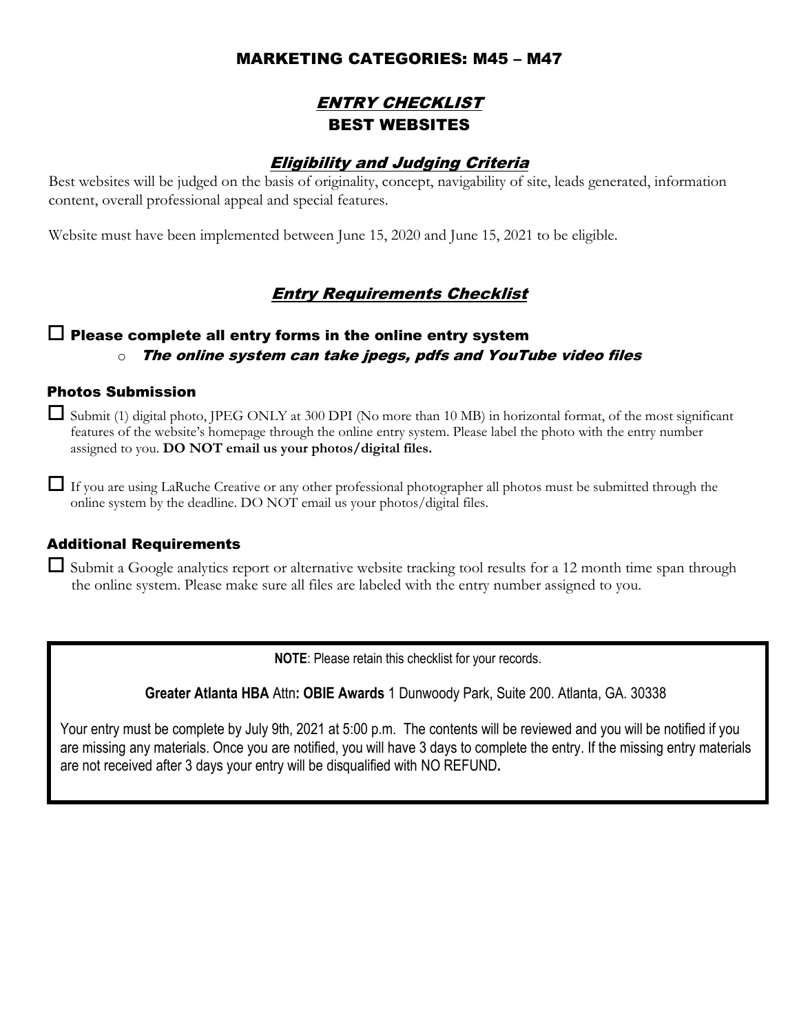## MARKETING CATEGORIES: M45 – M47

## *ENTRY CHECKLIST*

## BEST WEBSITES

### *Eligibility and Judging Criteria*

Best websites will be judged on the basis of originality, concept, navigability of site, leads generated, information content, overall professional appeal and special features.

Website must have been implemented between June 15, 2020 and June 15, 2021 to be eligible.

### *Entry Requirements Checklist*

☐ **Please complete all entry forms in the online entry system**

- ***The online system can take jpegs, pdfs and YouTube video files***

### Photos Submission

☐ Submit (1) digital photo, JPEG ONLY at 300 DPI (No more than 10 MB) in horizontal format, of the most significant features of the website's homepage through the online entry system. Please label the photo with the entry number assigned to you. **DO NOT email us your photos/digital files.**

☐ If you are using LaRuche Creative or any other professional photographer all photos must be submitted through the online system by the deadline. DO NOT email us your photos/digital files.

### Additional Requirements

☐ Submit a Google analytics report or alternative website tracking tool results for a 12 month time span through the online system. Please make sure all files are labeled with the entry number assigned to you.

**NOTE**: Please retain this checklist for your records.

**Greater Atlanta HBA** Attn**: OBIE Awards** 1 Dunwoody Park, Suite 200. Atlanta, GA. 30338

Your entry must be complete by July 9th, 2021 at 5:00 p.m. The contents will be reviewed and you will be notified if you are missing any materials. Once you are notified, you will have 3 days to complete the entry. If the missing entry materials are not received after 3 days your entry will be disqualified with NO REFUND**.**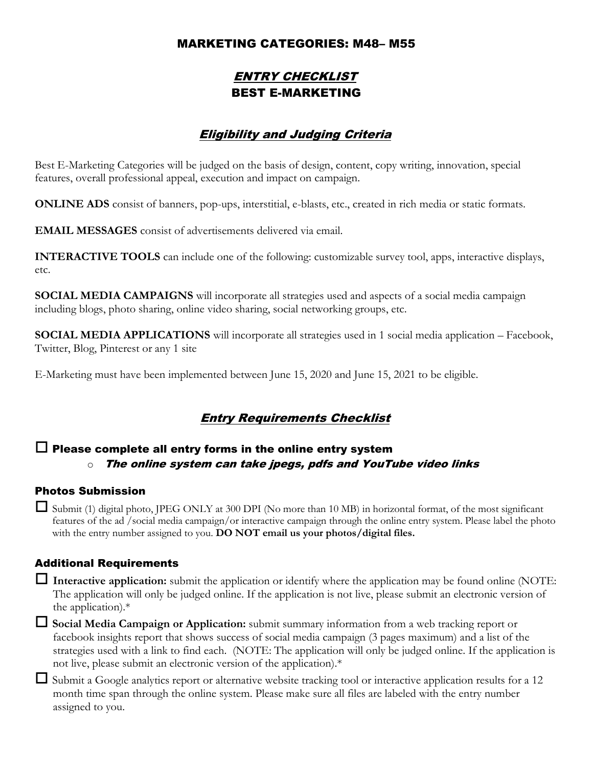# MARKETING CATEGORIES: M48– M55

## *ENTRY CHECKLIST*

## BEST E-MARKETING

### *Eligibility and Judging Criteria*

Best E-Marketing Categories will be judged on the basis of design, content, copy writing, innovation, special features, overall professional appeal, execution and impact on campaign.

**ONLINE ADS** consist of banners, pop-ups, interstitial, e-blasts, etc., created in rich media or static formats.

**EMAIL MESSAGES** consist of advertisements delivered via email.

**INTERACTIVE TOOLS** can include one of the following: customizable survey tool, apps, interactive displays, etc.

**SOCIAL MEDIA CAMPAIGNS** will incorporate all strategies used and aspects of a social media campaign including blogs, photo sharing, online video sharing, social networking groups, etc.

**SOCIAL MEDIA APPLICATIONS** will incorporate all strategies used in 1 social media application – Facebook, Twitter, Blog, Pinterest or any 1 site

E-Marketing must have been implemented between June 15, 2020 and June 15, 2021 to be eligible.

### *Entry Requirements Checklist*

☐ **Please complete all entry forms in the online entry system**

- *The online system can take jpegs, pdfs and YouTube video links*

#### Photos Submission

☐ Submit (1) digital photo, JPEG ONLY at 300 DPI (No more than 10 MB) in horizontal format, of the most significant features of the ad /social media campaign/or interactive campaign through the online entry system. Please label the photo with the entry number assigned to you. **DO NOT email us your photos/digital files.**

#### Additional Requirements

☐ **Interactive application:** submit the application or identify where the application may be found online (NOTE: The application will only be judged online. If the application is not live, please submit an electronic version of the application).*

☐ **Social Media Campaign or Application:** submit summary information from a web tracking report or facebook insights report that shows success of social media campaign (3 pages maximum) and a list of the strategies used with a link to find each. (NOTE: The application will only be judged online. If the application is not live, please submit an electronic version of the application).*

☐ Submit a Google analytics report or alternative website tracking tool or interactive application results for a 12 month time span through the online system. Please make sure all files are labeled with the entry number assigned to you.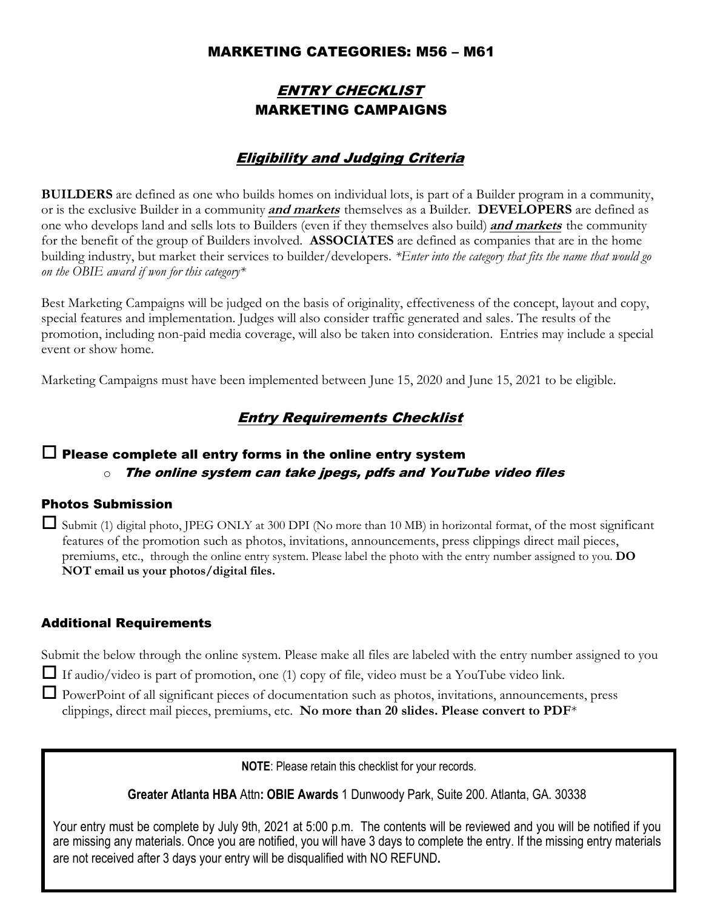## MARKETING CATEGORIES: M56 – M61

# *ENTRY CHECKLIST*
# MARKETING CAMPAIGNS

## *Eligibility and Judging Criteria*

**BUILDERS** are defined as one who builds homes on individual lots, is part of a Builder program in a community, or is the exclusive Builder in a community ***and markets*** themselves as a Builder. **DEVELOPERS** are defined as one who develops land and sells lots to Builders (even if they themselves also build) ***and markets*** the community for the benefit of the group of Builders involved. **ASSOCIATES** are defined as companies that are in the home building industry, but market their services to builder/developers. *\*Enter into the category that fits the name that would go on the OBIE award if won for this category\**

Best Marketing Campaigns will be judged on the basis of originality, effectiveness of the concept, layout and copy, special features and implementation. Judges will also consider traffic generated and sales. The results of the promotion, including non-paid media coverage, will also be taken into consideration. Entries may include a special event or show home.

Marketing Campaigns must have been implemented between June 15, 2020 and June 15, 2021 to be eligible.

## *Entry Requirements Checklist*

### ☐ Please complete all entry forms in the online entry system

- ***The online system can take jpegs, pdfs and YouTube video files***

### Photos Submission

☐ Submit (1) digital photo, JPEG ONLY at 300 DPI (No more than 10 MB) in horizontal format, of the most significant features of the promotion such as photos, invitations, announcements, press clippings direct mail pieces, premiums, etc., through the online entry system. Please label the photo with the entry number assigned to you. **DO NOT email us your photos/digital files.**

### Additional Requirements

Submit the below through the online system. Please make all files are labeled with the entry number assigned to you

☐ If audio/video is part of promotion, one (1) copy of file, video must be a YouTube video link.

☐ PowerPoint of all significant pieces of documentation such as photos, invitations, announcements, press clippings, direct mail pieces, premiums, etc. **No more than 20 slides. Please convert to PDF**\*

**NOTE**: Please retain this checklist for your records.

**Greater Atlanta HBA** Attn**: OBIE Awards** 1 Dunwoody Park, Suite 200. Atlanta, GA. 30338

Your entry must be complete by July 9th, 2021 at 5:00 p.m. The contents will be reviewed and you will be notified if you are missing any materials. Once you are notified, you will have 3 days to complete the entry. If the missing entry materials are not received after 3 days your entry will be disqualified with NO REFUND**.**